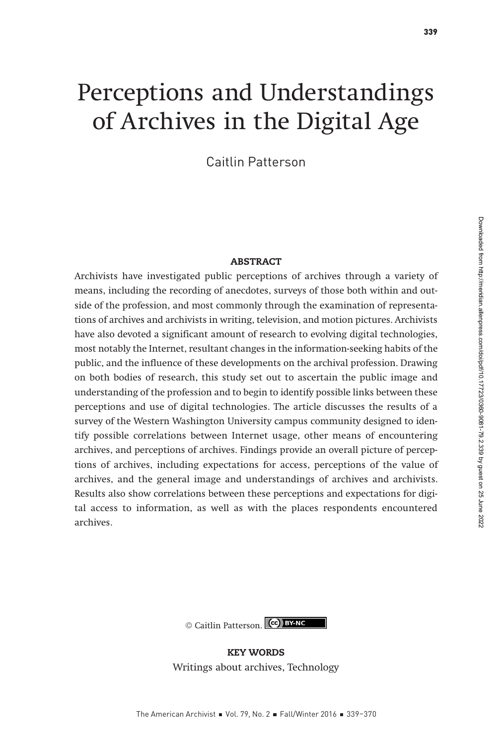# Perceptions and Understandings of Archives in the Digital Age

Caitlin Patterson

## ABSTRACT

Archivists have investigated public perceptions of archives through a variety of means, including the recording of anecdotes, surveys of those both within and outside of the profession, and most commonly through the examination of representations of archives and archivists in writing, television, and motion pictures. Archivists have also devoted a significant amount of research to evolving digital technologies, most notably the Internet, resultant changes in the information-seeking habits of the public, and the influence of these developments on the archival profession. Drawing on both bodies of research, this study set out to ascertain the public image and understanding of the profession and to begin to identify possible links between these perceptions and use of digital technologies. The article discusses the results of a survey of the Western Washington University campus community designed to identify possible correlations between Internet usage, other means of encountering archives, and perceptions of archives. Findings provide an overall picture of perceptions of archives, including expectations for access, perceptions of the value of archives, and the general image and understandings of archives and archivists. Results also show correlations between these perceptions and expectations for digital access to information, as well as with the places respondents encountered archives.

© Caitlin Patterson. CC BY-NC

**KEY WORDS**

Writings about archives, Technology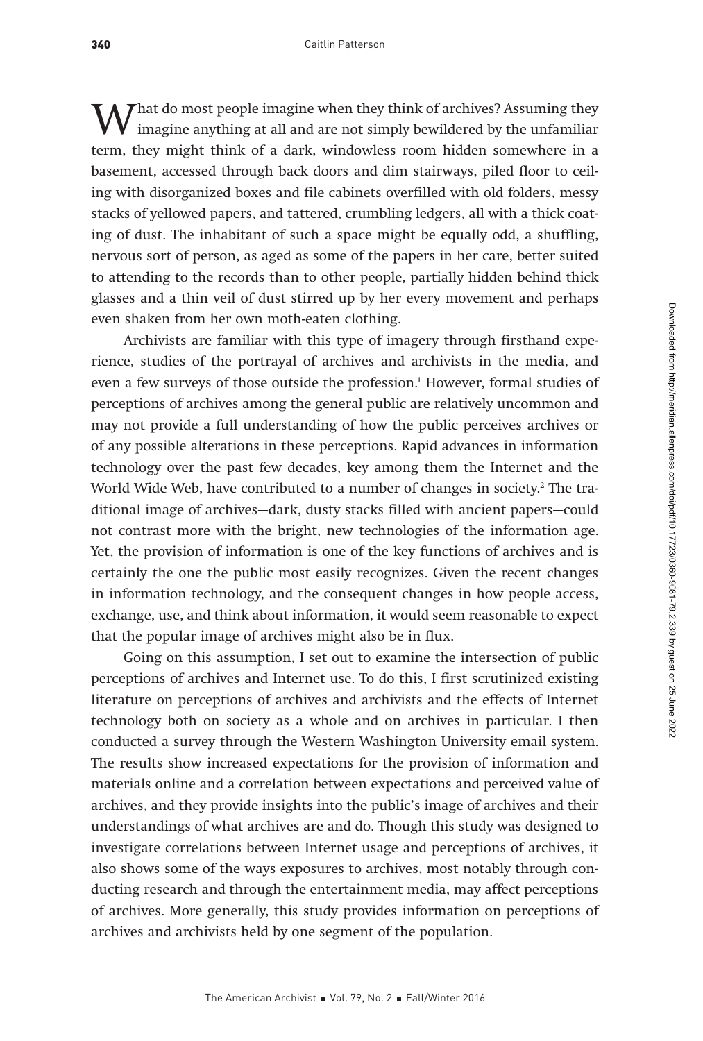What do most people imagine when they think of archives? Assuming they imagine anything at all and are not simply bewildered by the unfamiliar term, they might think of a dark, windowless room hidden somewhere in a basement, accessed through back doors and dim stairways, piled floor to ceiling with disorganized boxes and file cabinets overfilled with old folders, messy stacks of yellowed papers, and tattered, crumbling ledgers, all with a thick coating of dust. The inhabitant of such a space might be equally odd, a shuffling, nervous sort of person, as aged as some of the papers in her care, better suited to attending to the records than to other people, partially hidden behind thick glasses and a thin veil of dust stirred up by her every movement and perhaps even shaken from her own moth-eaten clothing.

Archivists are familiar with this type of imagery through firsthand experience, studies of the portrayal of archives and archivists in the media, and even a few surveys of those outside the profession.[1] However, formal studies of perceptions of archives among the general public are relatively uncommon and may not provide a full understanding of how the public perceives archives or of any possible alterations in these perceptions. Rapid advances in information technology over the past few decades, key among them the Internet and the World Wide Web, have contributed to a number of changes in society.[2] The traditional image of archives—dark, dusty stacks filled with ancient papers—could not contrast more with the bright, new technologies of the information age. Yet, the provision of information is one of the key functions of archives and is certainly the one the public most easily recognizes. Given the recent changes in information technology, and the consequent changes in how people access, exchange, use, and think about information, it would seem reasonable to expect that the popular image of archives might also be in flux.

Going on this assumption, I set out to examine the intersection of public perceptions of archives and Internet use. To do this, I first scrutinized existing literature on perceptions of archives and archivists and the effects of Internet technology both on society as a whole and on archives in particular. I then conducted a survey through the Western Washington University email system. The results show increased expectations for the provision of information and materials online and a correlation between expectations and perceived value of archives, and they provide insights into the public's image of archives and their understandings of what archives are and do. Though this study was designed to investigate correlations between Internet usage and perceptions of archives, it also shows some of the ways exposures to archives, most notably through conducting research and through the entertainment media, may affect perceptions of archives. More generally, this study provides information on perceptions of archives and archivists held by one segment of the population.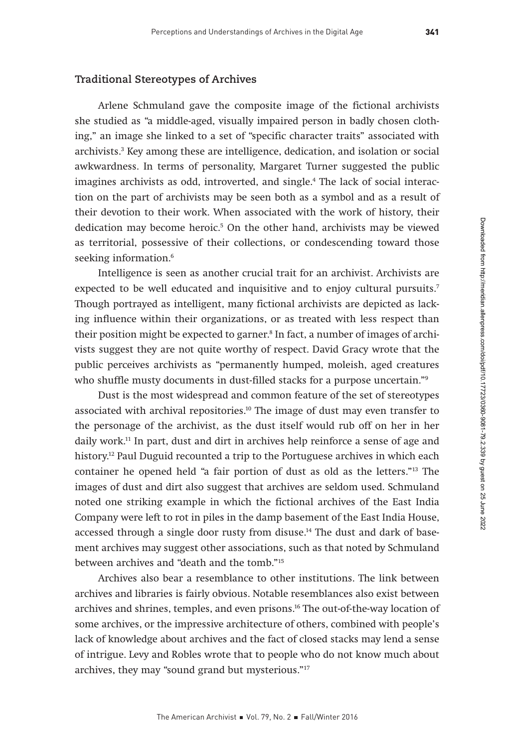## Traditional Stereotypes of Archives

Arlene Schmuland gave the composite image of the fictional archivists she studied as "a middle-aged, visually impaired person in badly chosen clothing," an image she linked to a set of "specific character traits" associated with archivists.[3] Key among these are intelligence, dedication, and isolation or social awkwardness. In terms of personality, Margaret Turner suggested the public imagines archivists as odd, introverted, and single.[4] The lack of social interaction on the part of archivists may be seen both as a symbol and as a result of their devotion to their work. When associated with the work of history, their dedication may become heroic.[5] On the other hand, archivists may be viewed as territorial, possessive of their collections, or condescending toward those seeking information.[6]

Intelligence is seen as another crucial trait for an archivist. Archivists are expected to be well educated and inquisitive and to enjoy cultural pursuits.[7] Though portrayed as intelligent, many fictional archivists are depicted as lacking influence within their organizations, or as treated with less respect than their position might be expected to garner.[8] In fact, a number of images of archivists suggest they are not quite worthy of respect. David Gracy wrote that the public perceives archivists as "permanently humped, moleish, aged creatures who shuffle musty documents in dust-filled stacks for a purpose uncertain."[9]

Dust is the most widespread and common feature of the set of stereotypes associated with archival repositories.[10] The image of dust may even transfer to the personage of the archivist, as the dust itself would rub off on her in her daily work.[11] In part, dust and dirt in archives help reinforce a sense of age and history.[12] Paul Duguid recounted a trip to the Portuguese archives in which each container he opened held "a fair portion of dust as old as the letters."[13] The images of dust and dirt also suggest that archives are seldom used. Schmuland noted one striking example in which the fictional archives of the East India Company were left to rot in piles in the damp basement of the East India House, accessed through a single door rusty from disuse.[14] The dust and dark of basement archives may suggest other associations, such as that noted by Schmuland between archives and "death and the tomb."[15]

Archives also bear a resemblance to other institutions. The link between archives and libraries is fairly obvious. Notable resemblances also exist between archives and shrines, temples, and even prisons.[16] The out-of-the-way location of some archives, or the impressive architecture of others, combined with people's lack of knowledge about archives and the fact of closed stacks may lend a sense of intrigue. Levy and Robles wrote that to people who do not know much about archives, they may "sound grand but mysterious."[17]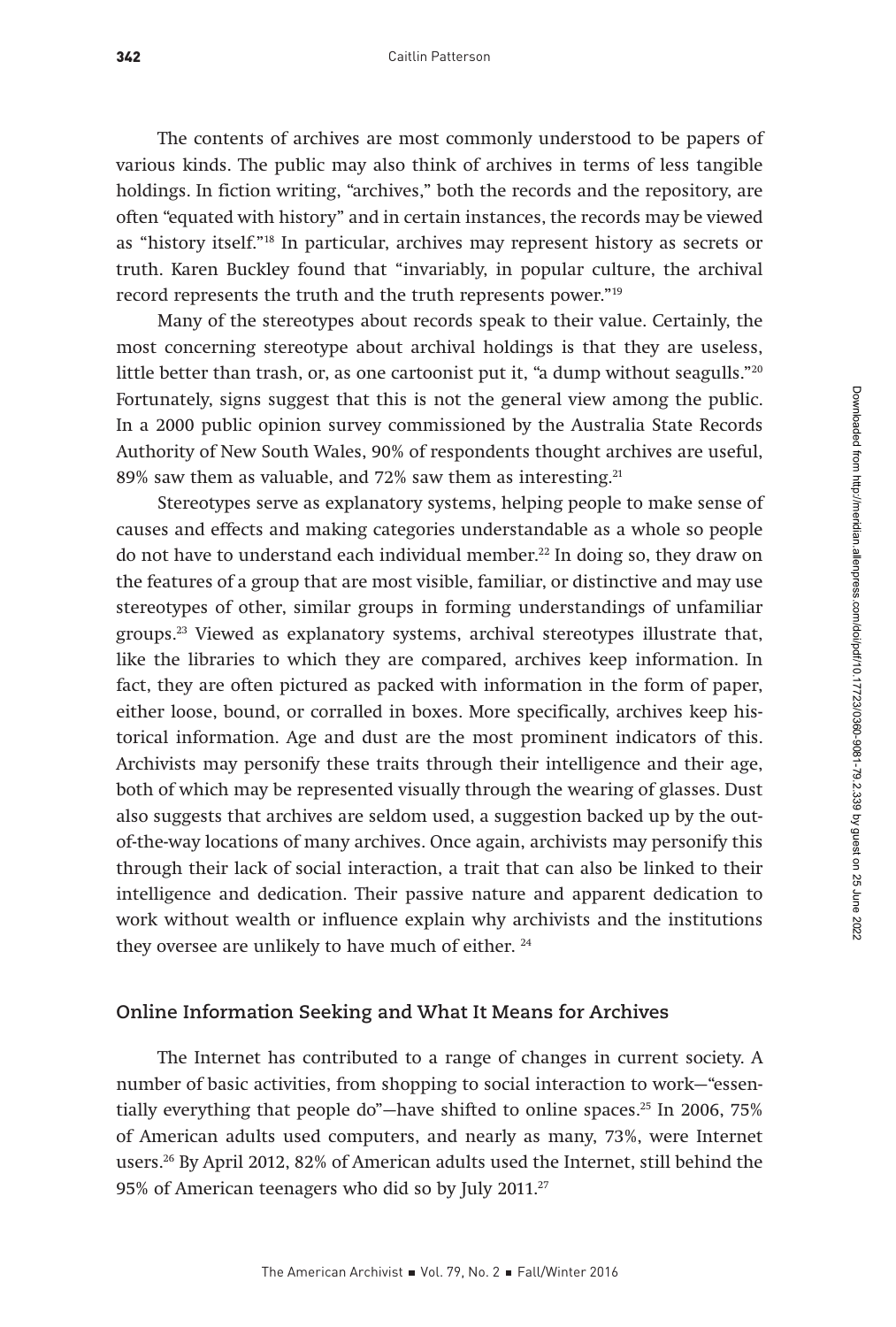The contents of archives are most commonly understood to be papers of various kinds. The public may also think of archives in terms of less tangible holdings. In fiction writing, "archives," both the records and the repository, are often "equated with history" and in certain instances, the records may be viewed as "history itself."[18] In particular, archives may represent history as secrets or truth. Karen Buckley found that "invariably, in popular culture, the archival record represents the truth and the truth represents power."[19]

Many of the stereotypes about records speak to their value. Certainly, the most concerning stereotype about archival holdings is that they are useless, little better than trash, or, as one cartoonist put it, "a dump without seagulls."[20] Fortunately, signs suggest that this is not the general view among the public. In a 2000 public opinion survey commissioned by the Australia State Records Authority of New South Wales, 90% of respondents thought archives are useful, 89% saw them as valuable, and 72% saw them as interesting.[21]

Stereotypes serve as explanatory systems, helping people to make sense of causes and effects and making categories understandable as a whole so people do not have to understand each individual member.[22] In doing so, they draw on the features of a group that are most visible, familiar, or distinctive and may use stereotypes of other, similar groups in forming understandings of unfamiliar groups.[23] Viewed as explanatory systems, archival stereotypes illustrate that, like the libraries to which they are compared, archives keep information. In fact, they are often pictured as packed with information in the form of paper, either loose, bound, or corralled in boxes. More specifically, archives keep historical information. Age and dust are the most prominent indicators of this. Archivists may personify these traits through their intelligence and their age, both of which may be represented visually through the wearing of glasses. Dust also suggests that archives are seldom used, a suggestion backed up by the out-of-the-way locations of many archives. Once again, archivists may personify this through their lack of social interaction, a trait that can also be linked to their intelligence and dedication. Their passive nature and apparent dedication to work without wealth or influence explain why archivists and the institutions they oversee are unlikely to have much of either. [24]

## Online Information Seeking and What It Means for Archives

The Internet has contributed to a range of changes in current society. A number of basic activities, from shopping to social interaction to work—"essentially everything that people do"—have shifted to online spaces.[25] In 2006, 75% of American adults used computers, and nearly as many, 73%, were Internet users.[26] By April 2012, 82% of American adults used the Internet, still behind the 95% of American teenagers who did so by July 2011.[27]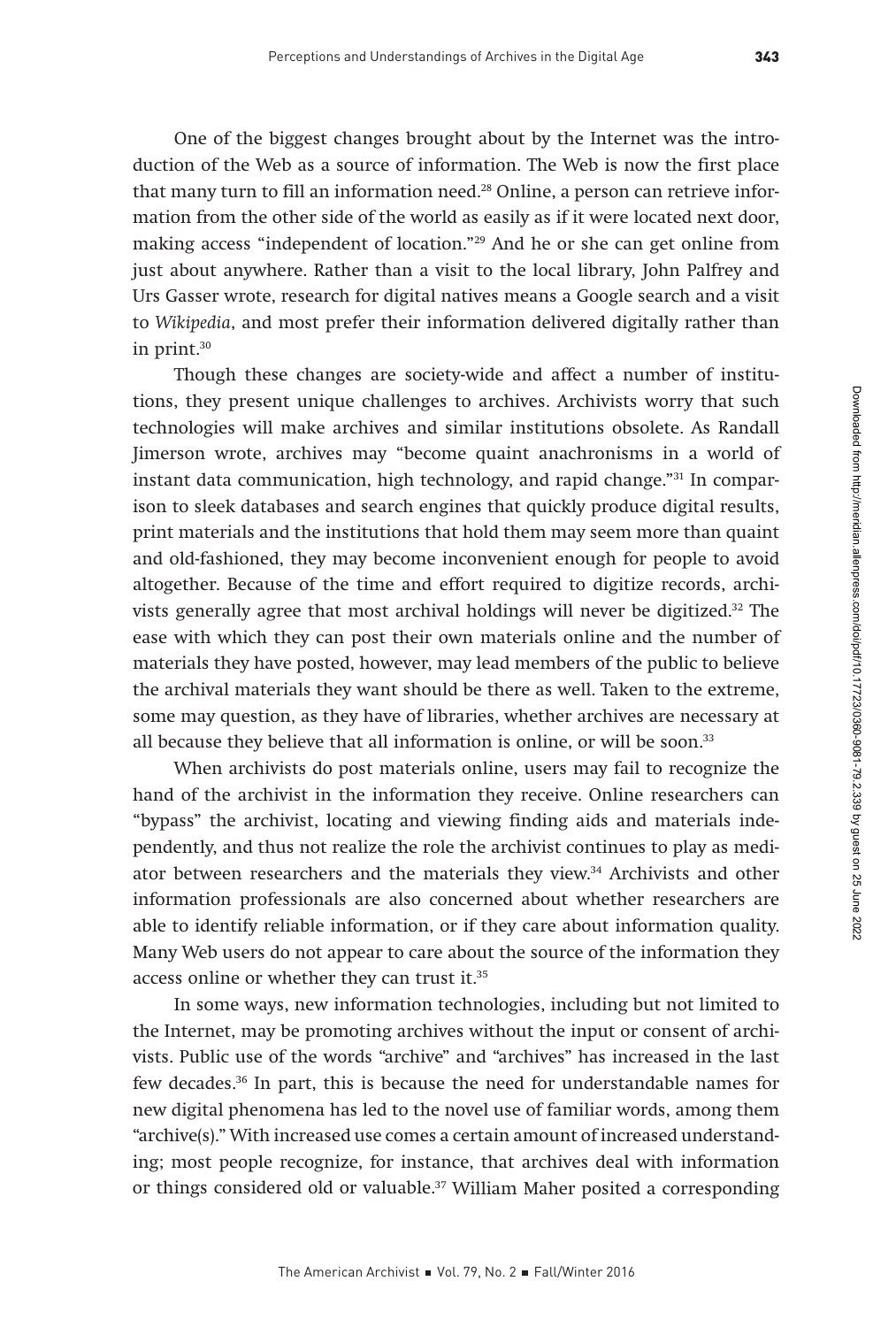One of the biggest changes brought about by the Internet was the introduction of the Web as a source of information. The Web is now the first place that many turn to fill an information need.[28] Online, a person can retrieve information from the other side of the world as easily as if it were located next door, making access "independent of location."[29] And he or she can get online from just about anywhere. Rather than a visit to the local library, John Palfrey and Urs Gasser wrote, research for digital natives means a Google search and a visit to *Wikipedia*, and most prefer their information delivered digitally rather than in print.[30]

Though these changes are society-wide and affect a number of institutions, they present unique challenges to archives. Archivists worry that such technologies will make archives and similar institutions obsolete. As Randall Jimerson wrote, archives may "become quaint anachronisms in a world of instant data communication, high technology, and rapid change."[31] In comparison to sleek databases and search engines that quickly produce digital results, print materials and the institutions that hold them may seem more than quaint and old-fashioned, they may become inconvenient enough for people to avoid altogether. Because of the time and effort required to digitize records, archivists generally agree that most archival holdings will never be digitized.[32] The ease with which they can post their own materials online and the number of materials they have posted, however, may lead members of the public to believe the archival materials they want should be there as well. Taken to the extreme, some may question, as they have of libraries, whether archives are necessary at all because they believe that all information is online, or will be soon.[33]

When archivists do post materials online, users may fail to recognize the hand of the archivist in the information they receive. Online researchers can "bypass" the archivist, locating and viewing finding aids and materials independently, and thus not realize the role the archivist continues to play as mediator between researchers and the materials they view.[34] Archivists and other information professionals are also concerned about whether researchers are able to identify reliable information, or if they care about information quality. Many Web users do not appear to care about the source of the information they access online or whether they can trust it.[35]

In some ways, new information technologies, including but not limited to the Internet, may be promoting archives without the input or consent of archivists. Public use of the words "archive" and "archives" has increased in the last few decades.[36] In part, this is because the need for understandable names for new digital phenomena has led to the novel use of familiar words, among them "archive(s)." With increased use comes a certain amount of increased understanding; most people recognize, for instance, that archives deal with information or things considered old or valuable.[37] William Maher posited a corresponding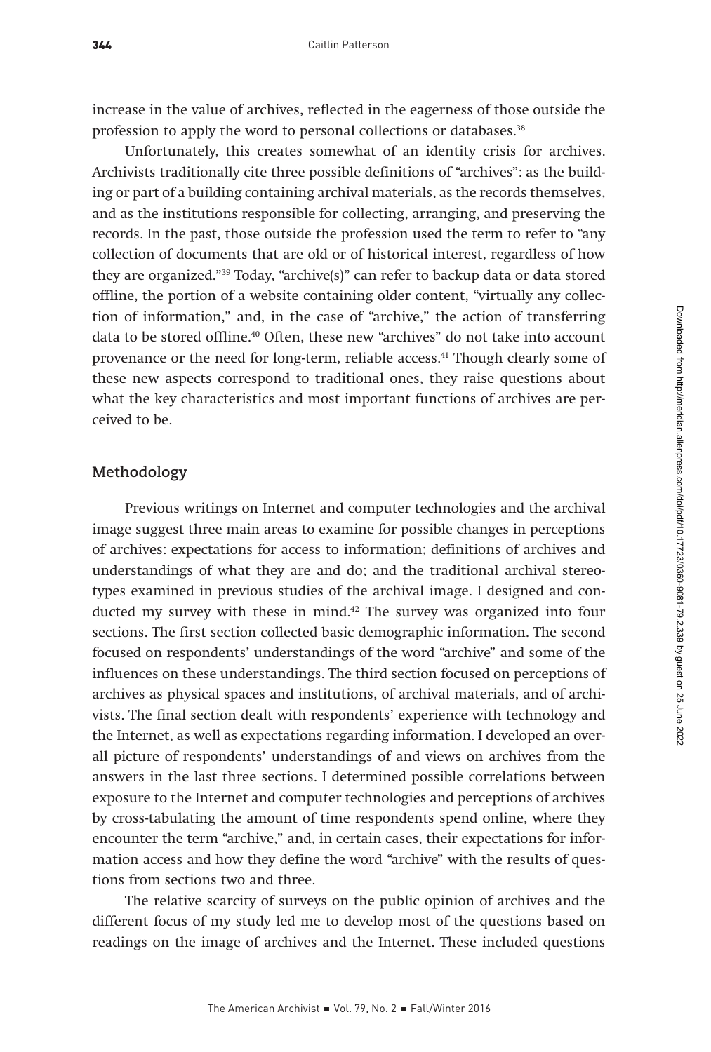increase in the value of archives, reflected in the eagerness of those outside the profession to apply the word to personal collections or databases.[38]

Unfortunately, this creates somewhat of an identity crisis for archives. Archivists traditionally cite three possible definitions of "archives": as the building or part of a building containing archival materials, as the records themselves, and as the institutions responsible for collecting, arranging, and preserving the records. In the past, those outside the profession used the term to refer to "any collection of documents that are old or of historical interest, regardless of how they are organized."[39] Today, "archive(s)" can refer to backup data or data stored offline, the portion of a website containing older content, "virtually any collection of information," and, in the case of "archive," the action of transferring data to be stored offline.[40] Often, these new "archives" do not take into account provenance or the need for long-term, reliable access.[41] Though clearly some of these new aspects correspond to traditional ones, they raise questions about what the key characteristics and most important functions of archives are perceived to be.

## Methodology

Previous writings on Internet and computer technologies and the archival image suggest three main areas to examine for possible changes in perceptions of archives: expectations for access to information; definitions of archives and understandings of what they are and do; and the traditional archival stereotypes examined in previous studies of the archival image. I designed and conducted my survey with these in mind.[42] The survey was organized into four sections. The first section collected basic demographic information. The second focused on respondents' understandings of the word "archive" and some of the influences on these understandings. The third section focused on perceptions of archives as physical spaces and institutions, of archival materials, and of archivists. The final section dealt with respondents' experience with technology and the Internet, as well as expectations regarding information. I developed an overall picture of respondents' understandings of and views on archives from the answers in the last three sections. I determined possible correlations between exposure to the Internet and computer technologies and perceptions of archives by cross-tabulating the amount of time respondents spend online, where they encounter the term "archive," and, in certain cases, their expectations for information access and how they define the word "archive" with the results of questions from sections two and three.

The relative scarcity of surveys on the public opinion of archives and the different focus of my study led me to develop most of the questions based on readings on the image of archives and the Internet. These included questions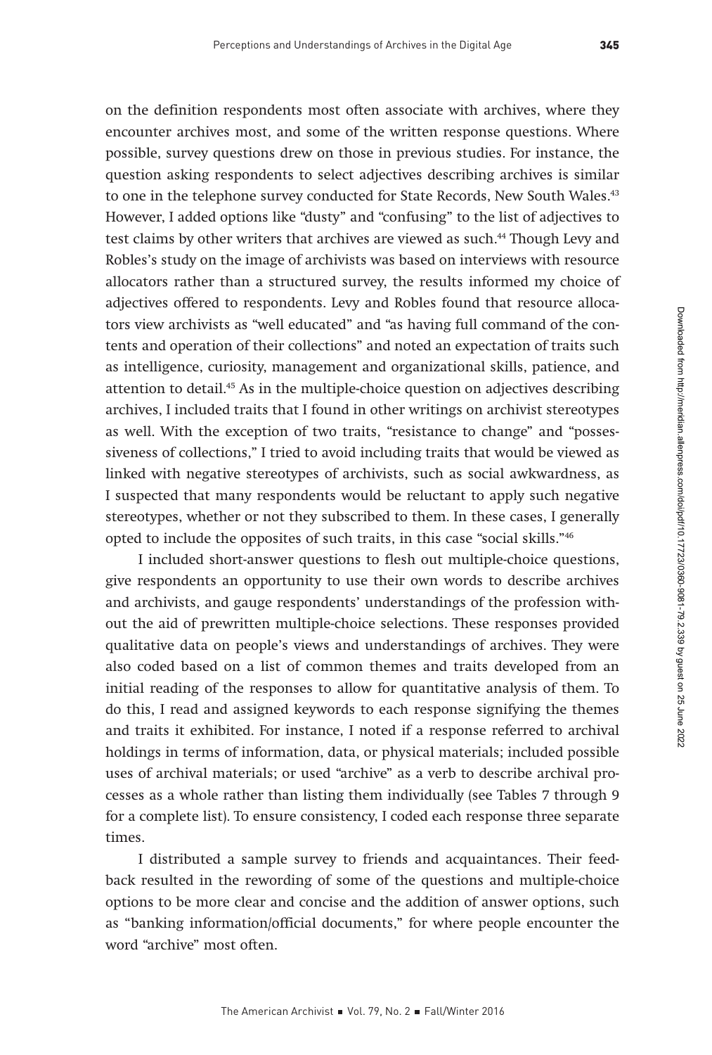on the definition respondents most often associate with archives, where they encounter archives most, and some of the written response questions. Where possible, survey questions drew on those in previous studies. For instance, the question asking respondents to select adjectives describing archives is similar to one in the telephone survey conducted for State Records, New South Wales.[43] However, I added options like "dusty" and "confusing" to the list of adjectives to test claims by other writers that archives are viewed as such.[44] Though Levy and Robles's study on the image of archivists was based on interviews with resource allocators rather than a structured survey, the results informed my choice of adjectives offered to respondents. Levy and Robles found that resource allocators view archivists as "well educated" and "as having full command of the contents and operation of their collections" and noted an expectation of traits such as intelligence, curiosity, management and organizational skills, patience, and attention to detail.[45] As in the multiple-choice question on adjectives describing archives, I included traits that I found in other writings on archivist stereotypes as well. With the exception of two traits, "resistance to change" and "possessiveness of collections," I tried to avoid including traits that would be viewed as linked with negative stereotypes of archivists, such as social awkwardness, as I suspected that many respondents would be reluctant to apply such negative stereotypes, whether or not they subscribed to them. In these cases, I generally opted to include the opposites of such traits, in this case "social skills."[46]

I included short-answer questions to flesh out multiple-choice questions, give respondents an opportunity to use their own words to describe archives and archivists, and gauge respondents' understandings of the profession without the aid of prewritten multiple-choice selections. These responses provided qualitative data on people's views and understandings of archives. They were also coded based on a list of common themes and traits developed from an initial reading of the responses to allow for quantitative analysis of them. To do this, I read and assigned keywords to each response signifying the themes and traits it exhibited. For instance, I noted if a response referred to archival holdings in terms of information, data, or physical materials; included possible uses of archival materials; or used "archive" as a verb to describe archival processes as a whole rather than listing them individually (see Tables 7 through 9 for a complete list). To ensure consistency, I coded each response three separate times.

I distributed a sample survey to friends and acquaintances. Their feedback resulted in the rewording of some of the questions and multiple-choice options to be more clear and concise and the addition of answer options, such as "banking information/official documents," for where people encounter the word "archive" most often.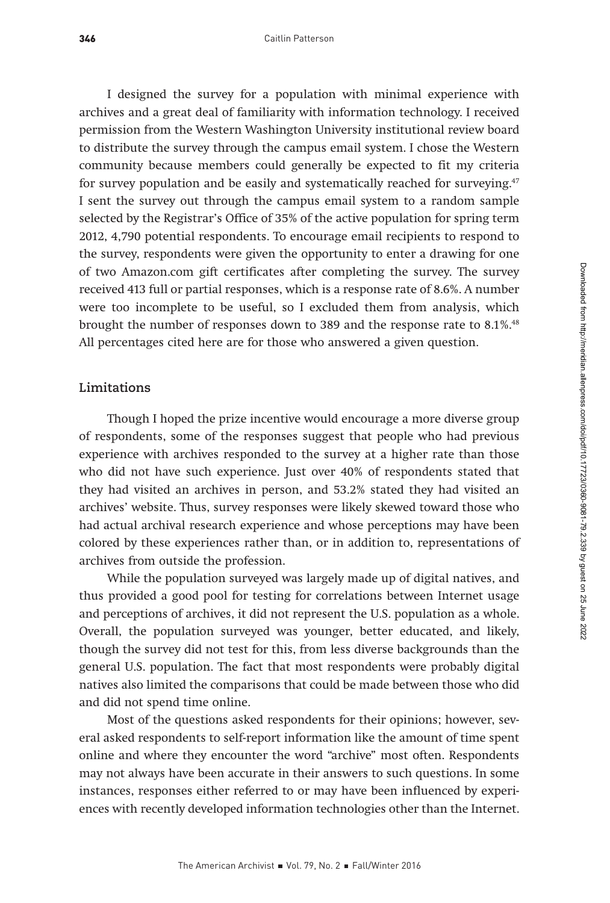I designed the survey for a population with minimal experience with archives and a great deal of familiarity with information technology. I received permission from the Western Washington University institutional review board to distribute the survey through the campus email system. I chose the Western community because members could generally be expected to fit my criteria for survey population and be easily and systematically reached for surveying.[47] I sent the survey out through the campus email system to a random sample selected by the Registrar's Office of 35% of the active population for spring term 2012, 4,790 potential respondents. To encourage email recipients to respond to the survey, respondents were given the opportunity to enter a drawing for one of two Amazon.com gift certificates after completing the survey. The survey received 413 full or partial responses, which is a response rate of 8.6%. A number were too incomplete to be useful, so I excluded them from analysis, which brought the number of responses down to 389 and the response rate to 8.1%.[48] All percentages cited here are for those who answered a given question.

## Limitations

Though I hoped the prize incentive would encourage a more diverse group of respondents, some of the responses suggest that people who had previous experience with archives responded to the survey at a higher rate than those who did not have such experience. Just over 40% of respondents stated that they had visited an archives in person, and 53.2% stated they had visited an archives' website. Thus, survey responses were likely skewed toward those who had actual archival research experience and whose perceptions may have been colored by these experiences rather than, or in addition to, representations of archives from outside the profession.

While the population surveyed was largely made up of digital natives, and thus provided a good pool for testing for correlations between Internet usage and perceptions of archives, it did not represent the U.S. population as a whole. Overall, the population surveyed was younger, better educated, and likely, though the survey did not test for this, from less diverse backgrounds than the general U.S. population. The fact that most respondents were probably digital natives also limited the comparisons that could be made between those who did and did not spend time online.

Most of the questions asked respondents for their opinions; however, several asked respondents to self-report information like the amount of time spent online and where they encounter the word "archive" most often. Respondents may not always have been accurate in their answers to such questions. In some instances, responses either referred to or may have been influenced by experiences with recently developed information technologies other than the Internet.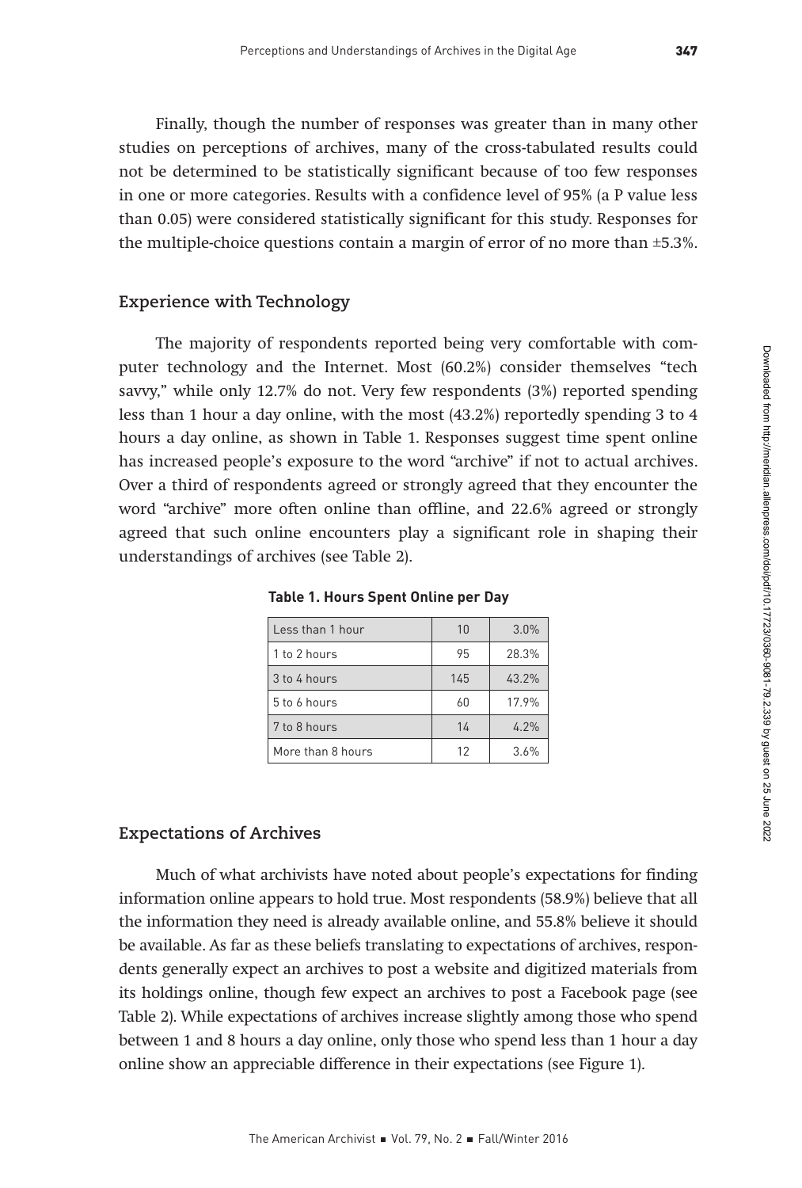Finally, though the number of responses was greater than in many other studies on perceptions of archives, many of the cross-tabulated results could not be determined to be statistically significant because of too few responses in one or more categories. Results with a confidence level of 95% (a P value less than 0.05) were considered statistically significant for this study. Responses for the multiple-choice questions contain a margin of error of no more than ±5.3%.

## Experience with Technology

The majority of respondents reported being very comfortable with computer technology and the Internet. Most (60.2%) consider themselves "tech savvy," while only 12.7% do not. Very few respondents (3%) reported spending less than 1 hour a day online, with the most (43.2%) reportedly spending 3 to 4 hours a day online, as shown in Table 1. Responses suggest time spent online has increased people's exposure to the word "archive" if not to actual archives. Over a third of respondents agreed or strongly agreed that they encounter the word "archive" more often online than offline, and 22.6% agreed or strongly agreed that such online encounters play a significant role in shaping their understandings of archives (see Table 2).

**Table 1. Hours Spent Online per Day**

| | | |
|---|---|---|
| Less than 1 hour | 10 | 3.0% |
| 1 to 2 hours | 95 | 28.3% |
| 3 to 4 hours | 145 | 43.2% |
| 5 to 6 hours | 60 | 17.9% |
| 7 to 8 hours | 14 | 4.2% |
| More than 8 hours | 12 | 3.6% |

## Expectations of Archives

Much of what archivists have noted about people's expectations for finding information online appears to hold true. Most respondents (58.9%) believe that all the information they need is already available online, and 55.8% believe it should be available. As far as these beliefs translating to expectations of archives, respondents generally expect an archives to post a website and digitized materials from its holdings online, though few expect an archives to post a Facebook page (see Table 2). While expectations of archives increase slightly among those who spend between 1 and 8 hours a day online, only those who spend less than 1 hour a day online show an appreciable difference in their expectations (see Figure 1).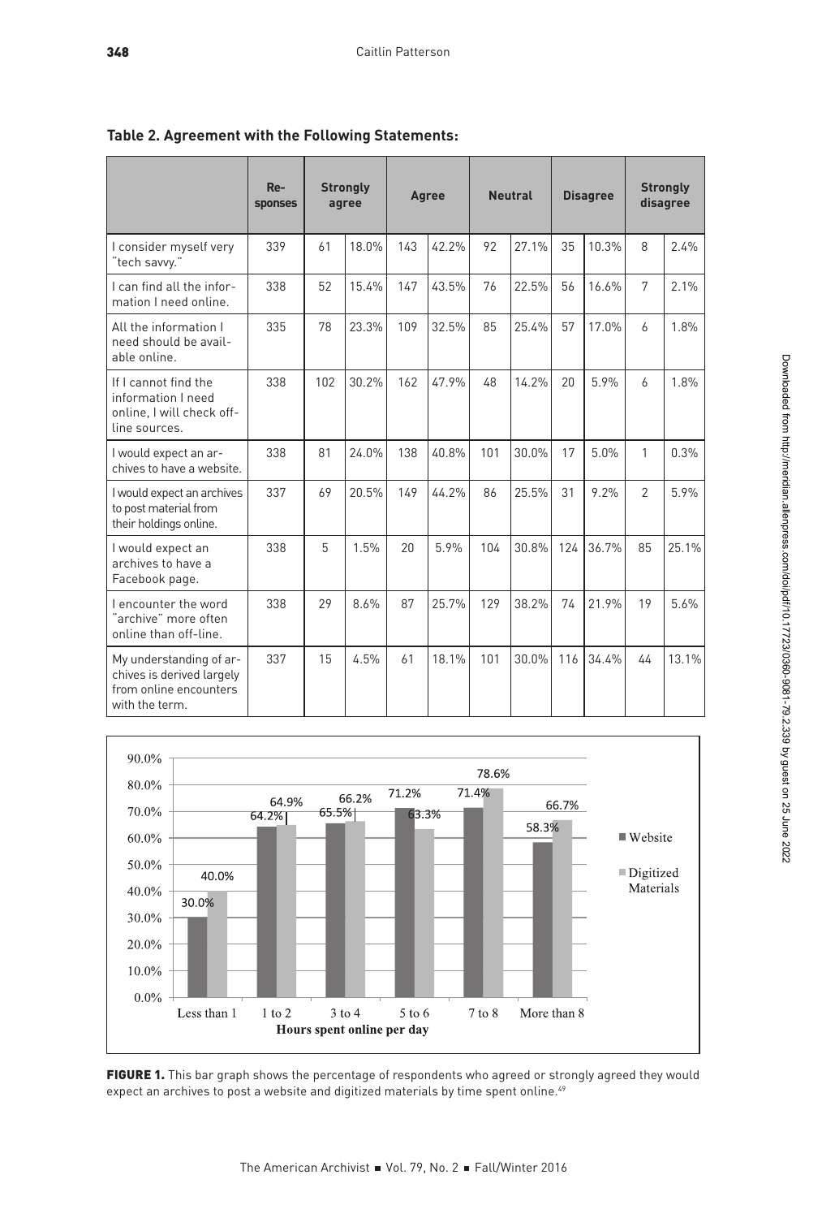**Table 2. Agreement with the Following Statements:**

| | Responses | Strongly agree | | Agree | | Neutral | | Disagree | | Strongly disagree | |
|---|---|---|---|---|---|---|---|---|---|---|---|
| I consider myself very "tech savvy." | 339 | 61 | 18.0% | 143 | 42.2% | 92 | 27.1% | 35 | 10.3% | 8 | 2.4% |
| I can find all the information I need online. | 338 | 52 | 15.4% | 147 | 43.5% | 76 | 22.5% | 56 | 16.6% | 7 | 2.1% |
| All the information I need should be available online. | 335 | 78 | 23.3% | 109 | 32.5% | 85 | 25.4% | 57 | 17.0% | 6 | 1.8% |
| If I cannot find the information I need online, I will check off-line sources. | 338 | 102 | 30.2% | 162 | 47.9% | 48 | 14.2% | 20 | 5.9% | 6 | 1.8% |
| I would expect an archives to have a website. | 338 | 81 | 24.0% | 138 | 40.8% | 101 | 30.0% | 17 | 5.0% | 1 | 0.3% |
| I would expect an archives to post material from their holdings online. | 337 | 69 | 20.5% | 149 | 44.2% | 86 | 25.5% | 31 | 9.2% | 2 | 5.9% |
| I would expect an archives to have a Facebook page. | 338 | 5 | 1.5% | 20 | 5.9% | 104 | 30.8% | 124 | 36.7% | 85 | 25.1% |
| I encounter the word "archive" more often online than off-line. | 338 | 29 | 8.6% | 87 | 25.7% | 129 | 38.2% | 74 | 21.9% | 19 | 5.6% |
| My understanding of archives is derived largely from online encounters with the term. | 337 | 15 | 4.5% | 61 | 18.1% | 101 | 30.0% | 116 | 34.4% | 44 | 13.1% |

| Hours spent online per day | Website | Digitized Materials |
|---|---|---|
| Less than 1 | 30.0% | 40.0% |
| 1 to 2 | 64.2% | 64.9% |
| 3 to 4 | 65.5% | 66.2% |
| 5 to 6 | 71.2% | 63.3% |
| 7 to 8 | 71.4% | 78.6% |
| More than 8 | 58.3% | 66.7% |

**FIGURE 1.** This bar graph shows the percentage of respondents who agreed or strongly agreed they would expect an archives to post a website and digitized materials by time spent online.[49]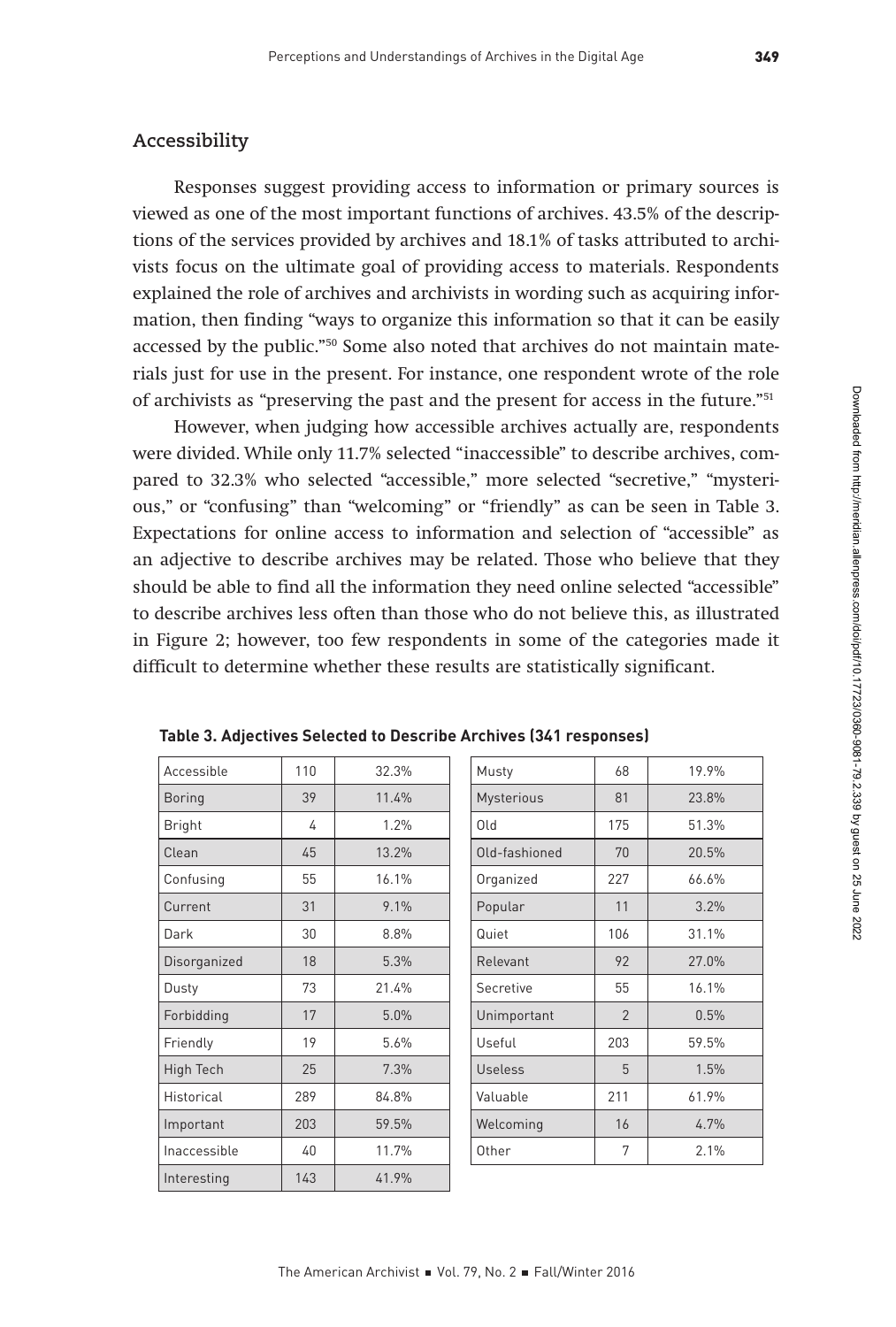## Accessibility

Responses suggest providing access to information or primary sources is viewed as one of the most important functions of archives. 43.5% of the descriptions of the services provided by archives and 18.1% of tasks attributed to archivists focus on the ultimate goal of providing access to materials. Respondents explained the role of archives and archivists in wording such as acquiring information, then finding "ways to organize this information so that it can be easily accessed by the public."[50] Some also noted that archives do not maintain materials just for use in the present. For instance, one respondent wrote of the role of archivists as "preserving the past and the present for access in the future."[51]

However, when judging how accessible archives actually are, respondents were divided. While only 11.7% selected "inaccessible" to describe archives, compared to 32.3% who selected "accessible," more selected "secretive," "mysterious," or "confusing" than "welcoming" or "friendly" as can be seen in Table 3. Expectations for online access to information and selection of "accessible" as an adjective to describe archives may be related. Those who believe that they should be able to find all the information they need online selected "accessible" to describe archives less often than those who do not believe this, as illustrated in Figure 2; however, too few respondents in some of the categories made it difficult to determine whether these results are statistically significant.

**Table 3. Adjectives Selected to Describe Archives (341 responses)**

| Adjective | Count | Percent | Adjective | Count | Percent |
|---|---|---|---|---|---|
| Accessible | 110 | 32.3% | Musty | 68 | 19.9% |
| Boring | 39 | 11.4% | Mysterious | 81 | 23.8% |
| Bright | 4 | 1.2% | Old | 175 | 51.3% |
| Clean | 45 | 13.2% | Old-fashioned | 70 | 20.5% |
| Confusing | 55 | 16.1% | Organized | 227 | 66.6% |
| Current | 31 | 9.1% | Popular | 11 | 3.2% |
| Dark | 30 | 8.8% | Quiet | 106 | 31.1% |
| Disorganized | 18 | 5.3% | Relevant | 92 | 27.0% |
| Dusty | 73 | 21.4% | Secretive | 55 | 16.1% |
| Forbidding | 17 | 5.0% | Unimportant | 2 | 0.5% |
| Friendly | 19 | 5.6% | Useful | 203 | 59.5% |
| High Tech | 25 | 7.3% | Useless | 5 | 1.5% |
| Historical | 289 | 84.8% | Valuable | 211 | 61.9% |
| Important | 203 | 59.5% | Welcoming | 16 | 4.7% |
| Inaccessible | 40 | 11.7% | Other | 7 | 2.1% |
| Interesting | 143 | 41.9% | | | |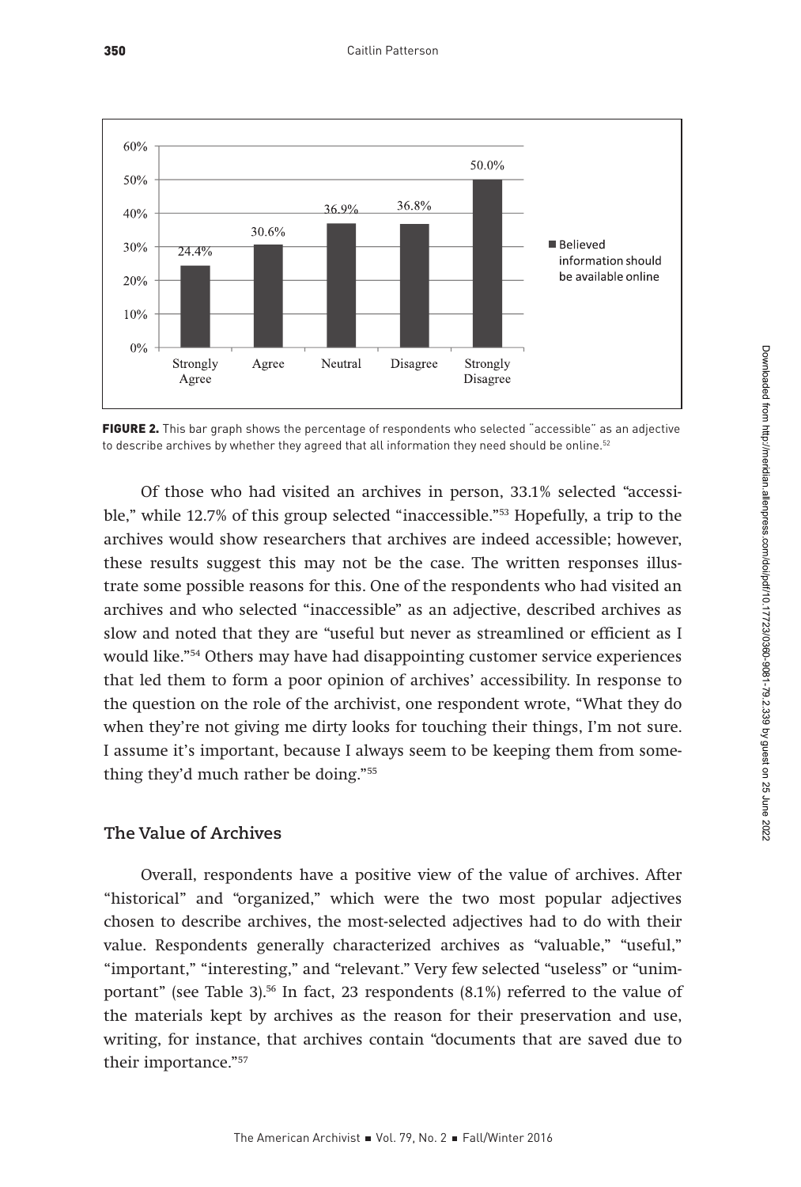**FIGURE 2.** This bar graph shows the percentage of respondents who selected "accessible" as an adjective to describe archives by whether they agreed that all information they need should be online.[52]

Of those who had visited an archives in person, 33.1% selected "accessible," while 12.7% of this group selected "inaccessible."[53] Hopefully, a trip to the archives would show researchers that archives are indeed accessible; however, these results suggest this may not be the case. The written responses illustrate some possible reasons for this. One of the respondents who had visited an archives and who selected "inaccessible" as an adjective, described archives as slow and noted that they are "useful but never as streamlined or efficient as I would like."[54] Others may have had disappointing customer service experiences that led them to form a poor opinion of archives' accessibility. In response to the question on the role of the archivist, one respondent wrote, "What they do when they're not giving me dirty looks for touching their things, I'm not sure. I assume it's important, because I always seem to be keeping them from something they'd much rather be doing."[55]

### The Value of Archives

Overall, respondents have a positive view of the value of archives. After "historical" and "organized," which were the two most popular adjectives chosen to describe archives, the most-selected adjectives had to do with their value. Respondents generally characterized archives as "valuable," "useful," "important," "interesting," and "relevant." Very few selected "useless" or "unimportant" (see Table 3).[56] In fact, 23 respondents (8.1%) referred to the value of the materials kept by archives as the reason for their preservation and use, writing, for instance, that archives contain "documents that are saved due to their importance."[57]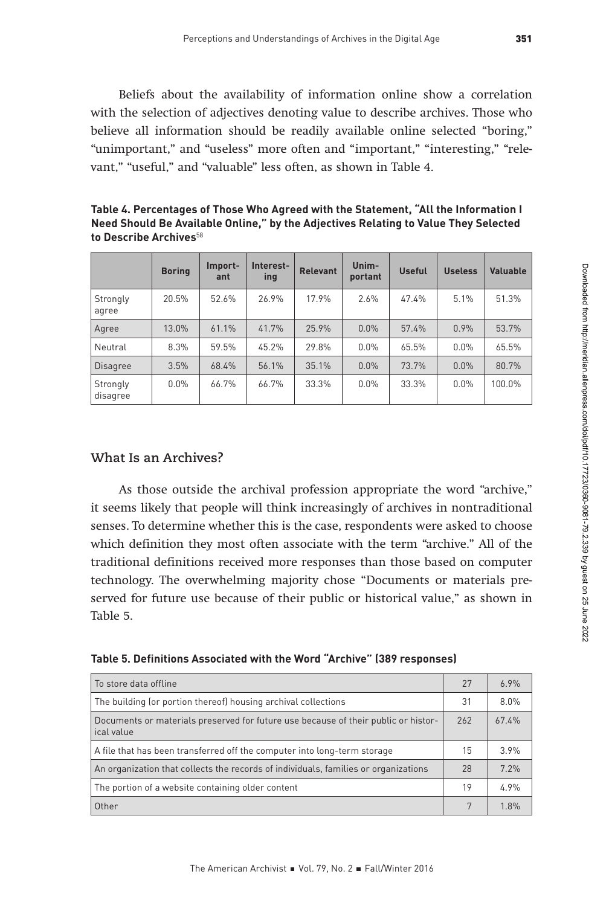Beliefs about the availability of information online show a correlation with the selection of adjectives denoting value to describe archives. Those who believe all information should be readily available online selected "boring," "unimportant," and "useless" more often and "important," "interesting," "relevant," "useful," and "valuable" less often, as shown in Table 4.

**Table 4. Percentages of Those Who Agreed with the Statement, "All the Information I Need Should Be Available Online," by the Adjectives Relating to Value They Selected to Describe Archives**[58]

| | Boring | Important | Interesting | Relevant | Unimportant | Useful | Useless | Valuable |
|---|---|---|---|---|---|---|---|---|
| Strongly agree | 20.5% | 52.6% | 26.9% | 17.9% | 2.6% | 47.4% | 5.1% | 51.3% |
| Agree | 13.0% | 61.1% | 41.7% | 25.9% | 0.0% | 57.4% | 0.9% | 53.7% |
| Neutral | 8.3% | 59.5% | 45.2% | 29.8% | 0.0% | 65.5% | 0.0% | 65.5% |
| Disagree | 3.5% | 68.4% | 56.1% | 35.1% | 0.0% | 73.7% | 0.0% | 80.7% |
| Strongly disagree | 0.0% | 66.7% | 66.7% | 33.3% | 0.0% | 33.3% | 0.0% | 100.0% |

## What Is an Archives?

As those outside the archival profession appropriate the word "archive," it seems likely that people will think increasingly of archives in nontraditional senses. To determine whether this is the case, respondents were asked to choose which definition they most often associate with the term "archive." All of the traditional definitions received more responses than those based on computer technology. The overwhelming majority chose "Documents or materials preserved for future use because of their public or historical value," as shown in Table 5.

**Table 5. Definitions Associated with the Word "Archive" (389 responses)**

| Definition | Responses | Percentage |
|---|---|---|
| To store data offline | 27 | 6.9% |
| The building (or portion thereof) housing archival collections | 31 | 8.0% |
| Documents or materials preserved for future use because of their public or historical value | 262 | 67.4% |
| A file that has been transferred off the computer into long-term storage | 15 | 3.9% |
| An organization that collects the records of individuals, families or organizations | 28 | 7.2% |
| The portion of a website containing older content | 19 | 4.9% |
| Other | 7 | 1.8% |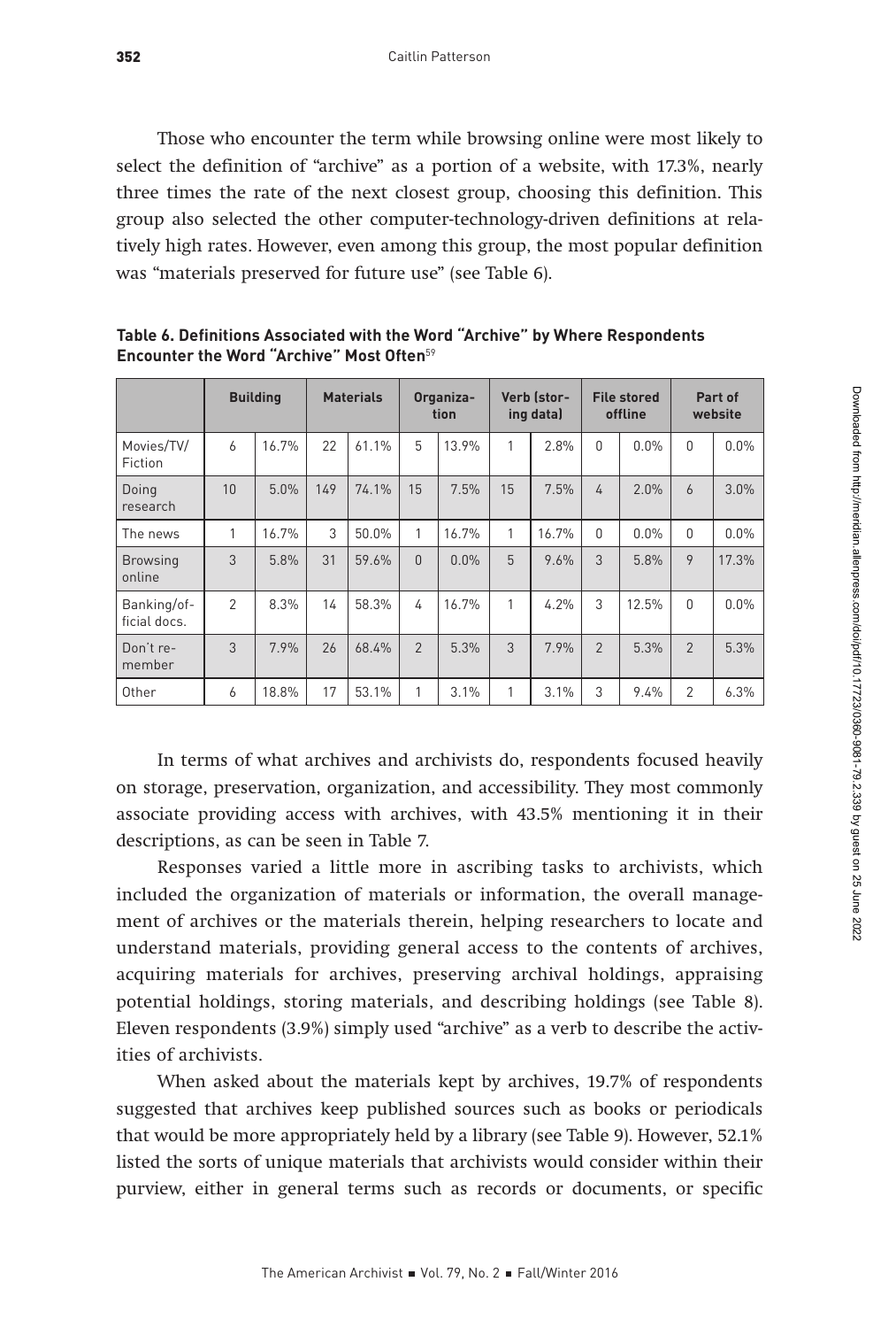Those who encounter the term while browsing online were most likely to select the definition of "archive" as a portion of a website, with 17.3%, nearly three times the rate of the next closest group, choosing this definition. This group also selected the other computer-technology-driven definitions at relatively high rates. However, even among this group, the most popular definition was "materials preserved for future use" (see Table 6).

**Table 6. Definitions Associated with the Word "Archive" by Where Respondents Encounter the Word "Archive" Most Often**[59]

| | Building | | Materials | | Organization | | Verb (storing data) | | File stored offline | | Part of website | |
|---|---|---|---|---|---|---|---|---|---|---|---|---|
| Movies/TV/Fiction | 6 | 16.7% | 22 | 61.1% | 5 | 13.9% | 1 | 2.8% | 0 | 0.0% | 0 | 0.0% |
| Doing research | 10 | 5.0% | 149 | 74.1% | 15 | 7.5% | 15 | 7.5% | 4 | 2.0% | 6 | 3.0% |
| The news | 1 | 16.7% | 3 | 50.0% | 1 | 16.7% | 1 | 16.7% | 0 | 0.0% | 0 | 0.0% |
| Browsing online | 3 | 5.8% | 31 | 59.6% | 0 | 0.0% | 5 | 9.6% | 3 | 5.8% | 9 | 17.3% |
| Banking/official docs. | 2 | 8.3% | 14 | 58.3% | 4 | 16.7% | 1 | 4.2% | 3 | 12.5% | 0 | 0.0% |
| Don't remember | 3 | 7.9% | 26 | 68.4% | 2 | 5.3% | 3 | 7.9% | 2 | 5.3% | 2 | 5.3% |
| Other | 6 | 18.8% | 17 | 53.1% | 1 | 3.1% | 1 | 3.1% | 3 | 9.4% | 2 | 6.3% |

In terms of what archives and archivists do, respondents focused heavily on storage, preservation, organization, and accessibility. They most commonly associate providing access with archives, with 43.5% mentioning it in their descriptions, as can be seen in Table 7.

Responses varied a little more in ascribing tasks to archivists, which included the organization of materials or information, the overall management of archives or the materials therein, helping researchers to locate and understand materials, providing general access to the contents of archives, acquiring materials for archives, preserving archival holdings, appraising potential holdings, storing materials, and describing holdings (see Table 8). Eleven respondents (3.9%) simply used "archive" as a verb to describe the activities of archivists.

When asked about the materials kept by archives, 19.7% of respondents suggested that archives keep published sources such as books or periodicals that would be more appropriately held by a library (see Table 9). However, 52.1% listed the sorts of unique materials that archivists would consider within their purview, either in general terms such as records or documents, or specific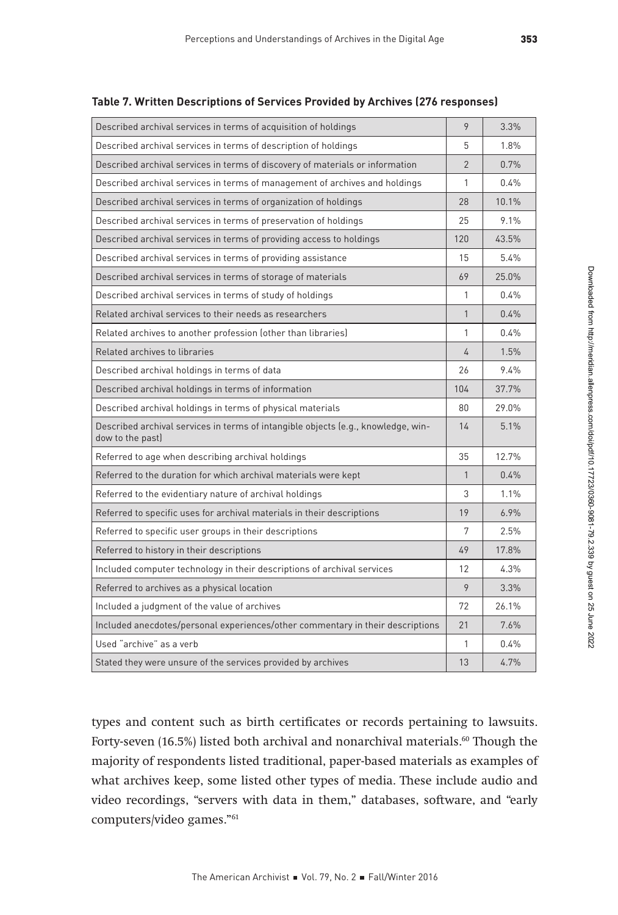**Table 7. Written Descriptions of Services Provided by Archives (276 responses)**

| | | |
|---|---|---|
| Described archival services in terms of acquisition of holdings | 9 | 3.3% |
| Described archival services in terms of description of holdings | 5 | 1.8% |
| Described archival services in terms of discovery of materials or information | 2 | 0.7% |
| Described archival services in terms of management of archives and holdings | 1 | 0.4% |
| Described archival services in terms of organization of holdings | 28 | 10.1% |
| Described archival services in terms of preservation of holdings | 25 | 9.1% |
| Described archival services in terms of providing access to holdings | 120 | 43.5% |
| Described archival services in terms of providing assistance | 15 | 5.4% |
| Described archival services in terms of storage of materials | 69 | 25.0% |
| Described archival services in terms of study of holdings | 1 | 0.4% |
| Related archival services to their needs as researchers | 1 | 0.4% |
| Related archives to another profession (other than libraries) | 1 | 0.4% |
| Related archives to libraries | 4 | 1.5% |
| Described archival holdings in terms of data | 26 | 9.4% |
| Described archival holdings in terms of information | 104 | 37.7% |
| Described archival holdings in terms of physical materials | 80 | 29.0% |
| Described archival services in terms of intangible objects (e.g., knowledge, window to the past) | 14 | 5.1% |
| Referred to age when describing archival holdings | 35 | 12.7% |
| Referred to the duration for which archival materials were kept | 1 | 0.4% |
| Referred to the evidentiary nature of archival holdings | 3 | 1.1% |
| Referred to specific uses for archival materials in their descriptions | 19 | 6.9% |
| Referred to specific user groups in their descriptions | 7 | 2.5% |
| Referred to history in their descriptions | 49 | 17.8% |
| Included computer technology in their descriptions of archival services | 12 | 4.3% |
| Referred to archives as a physical location | 9 | 3.3% |
| Included a judgment of the value of archives | 72 | 26.1% |
| Included anecdotes/personal experiences/other commentary in their descriptions | 21 | 7.6% |
| Used "archive" as a verb | 1 | 0.4% |
| Stated they were unsure of the services provided by archives | 13 | 4.7% |

types and content such as birth certificates or records pertaining to lawsuits. Forty-seven (16.5%) listed both archival and nonarchival materials.[60] Though the majority of respondents listed traditional, paper-based materials as examples of what archives keep, some listed other types of media. These include audio and video recordings, "servers with data in them," databases, software, and "early computers/video games."[61]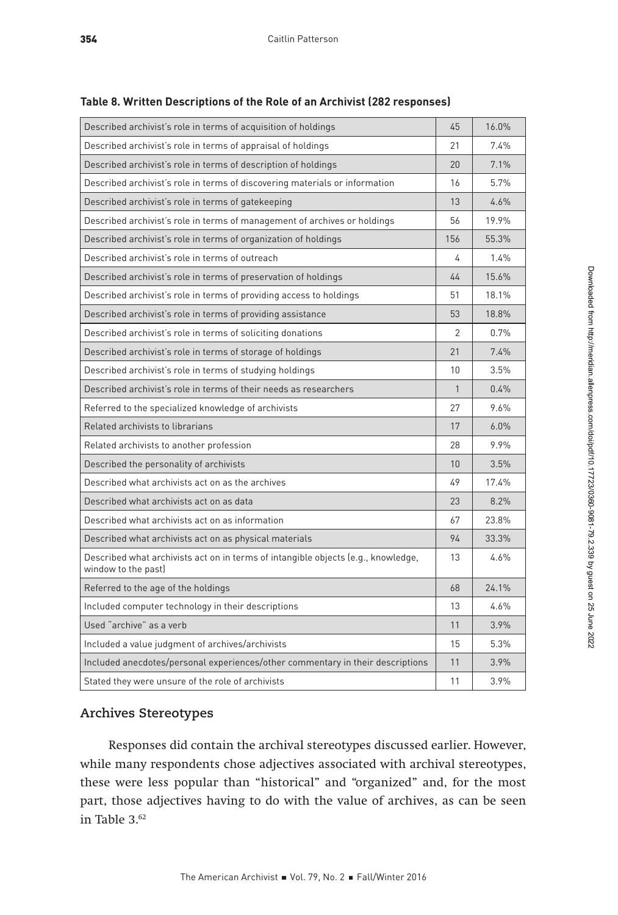**Table 8. Written Descriptions of the Role of an Archivist (282 responses)**

| Description | Count | Percent |
| --- | --- | --- |
| Described archivist's role in terms of acquisition of holdings | 45 | 16.0% |
| Described archivist's role in terms of appraisal of holdings | 21 | 7.4% |
| Described archivist's role in terms of description of holdings | 20 | 7.1% |
| Described archivist's role in terms of discovering materials or information | 16 | 5.7% |
| Described archivist's role in terms of gatekeeping | 13 | 4.6% |
| Described archivist's role in terms of management of archives or holdings | 56 | 19.9% |
| Described archivist's role in terms of organization of holdings | 156 | 55.3% |
| Described archivist's role in terms of outreach | 4 | 1.4% |
| Described archivist's role in terms of preservation of holdings | 44 | 15.6% |
| Described archivist's role in terms of providing access to holdings | 51 | 18.1% |
| Described archivist's role in terms of providing assistance | 53 | 18.8% |
| Described archivist's role in terms of soliciting donations | 2 | 0.7% |
| Described archivist's role in terms of storage of holdings | 21 | 7.4% |
| Described archivist's role in terms of studying holdings | 10 | 3.5% |
| Described archivist's role in terms of their needs as researchers | 1 | 0.4% |
| Referred to the specialized knowledge of archivists | 27 | 9.6% |
| Related archivists to librarians | 17 | 6.0% |
| Related archivists to another profession | 28 | 9.9% |
| Described the personality of archivists | 10 | 3.5% |
| Described what archivists act on as the archives | 49 | 17.4% |
| Described what archivists act on as data | 23 | 8.2% |
| Described what archivists act on as information | 67 | 23.8% |
| Described what archivists act on as physical materials | 94 | 33.3% |
| Described what archivists act on in terms of intangible objects (e.g., knowledge, window to the past) | 13 | 4.6% |
| Referred to the age of the holdings | 68 | 24.1% |
| Included computer technology in their descriptions | 13 | 4.6% |
| Used "archive" as a verb | 11 | 3.9% |
| Included a value judgment of archives/archivists | 15 | 5.3% |
| Included anecdotes/personal experiences/other commentary in their descriptions | 11 | 3.9% |
| Stated they were unsure of the role of archivists | 11 | 3.9% |

## Archives Stereotypes

Responses did contain the archival stereotypes discussed earlier. However, while many respondents chose adjectives associated with archival stereotypes, these were less popular than "historical" and "organized" and, for the most part, those adjectives having to do with the value of archives, as can be seen in Table 3.[62]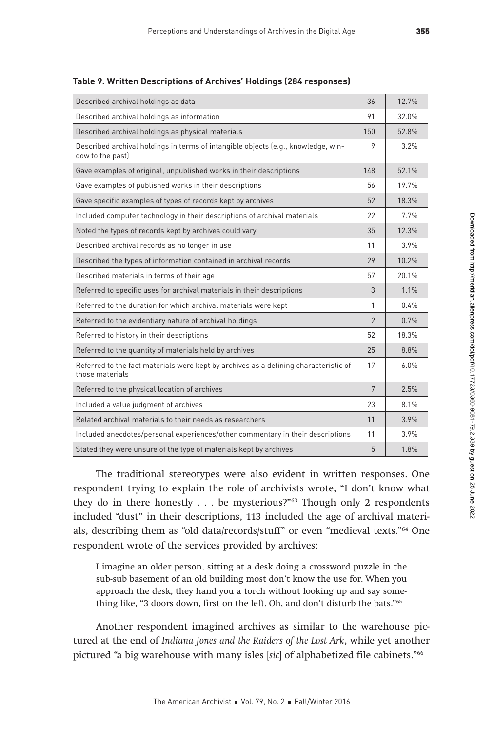**Table 9. Written Descriptions of Archives' Holdings (284 responses)**

| | | |
|---|---|---|
| Described archival holdings as data | 36 | 12.7% |
| Described archival holdings as information | 91 | 32.0% |
| Described archival holdings as physical materials | 150 | 52.8% |
| Described archival holdings in terms of intangible objects (e.g., knowledge, window to the past) | 9 | 3.2% |
| Gave examples of original, unpublished works in their descriptions | 148 | 52.1% |
| Gave examples of published works in their descriptions | 56 | 19.7% |
| Gave specific examples of types of records kept by archives | 52 | 18.3% |
| Included computer technology in their descriptions of archival materials | 22 | 7.7% |
| Noted the types of records kept by archives could vary | 35 | 12.3% |
| Described archival records as no longer in use | 11 | 3.9% |
| Described the types of information contained in archival records | 29 | 10.2% |
| Described materials in terms of their age | 57 | 20.1% |
| Referred to specific uses for archival materials in their descriptions | 3 | 1.1% |
| Referred to the duration for which archival materials were kept | 1 | 0.4% |
| Referred to the evidentiary nature of archival holdings | 2 | 0.7% |
| Referred to history in their descriptions | 52 | 18.3% |
| Referred to the quantity of materials held by archives | 25 | 8.8% |
| Referred to the fact materials were kept by archives as a defining characteristic of those materials | 17 | 6.0% |
| Referred to the physical location of archives | 7 | 2.5% |
| Included a value judgment of archives | 23 | 8.1% |
| Related archival materials to their needs as researchers | 11 | 3.9% |
| Included anecdotes/personal experiences/other commentary in their descriptions | 11 | 3.9% |
| Stated they were unsure of the type of materials kept by archives | 5 | 1.8% |

The traditional stereotypes were also evident in written responses. One respondent trying to explain the role of archivists wrote, "I don't know what they do in there honestly . . . be mysterious?"[63] Though only 2 respondents included "dust" in their descriptions, 113 included the age of archival materials, describing them as "old data/records/stuff" or even "medieval texts."[64] One respondent wrote of the services provided by archives:

> I imagine an older person, sitting at a desk doing a crossword puzzle in the sub-sub basement of an old building most don't know the use for. When you approach the desk, they hand you a torch without looking up and say something like, "3 doors down, first on the left. Oh, and don't disturb the bats."[65]

Another respondent imagined archives as similar to the warehouse pictured at the end of *Indiana Jones and the Raiders of the Lost Ark*, while yet another pictured "a big warehouse with many isles [*sic*] of alphabetized file cabinets."[66]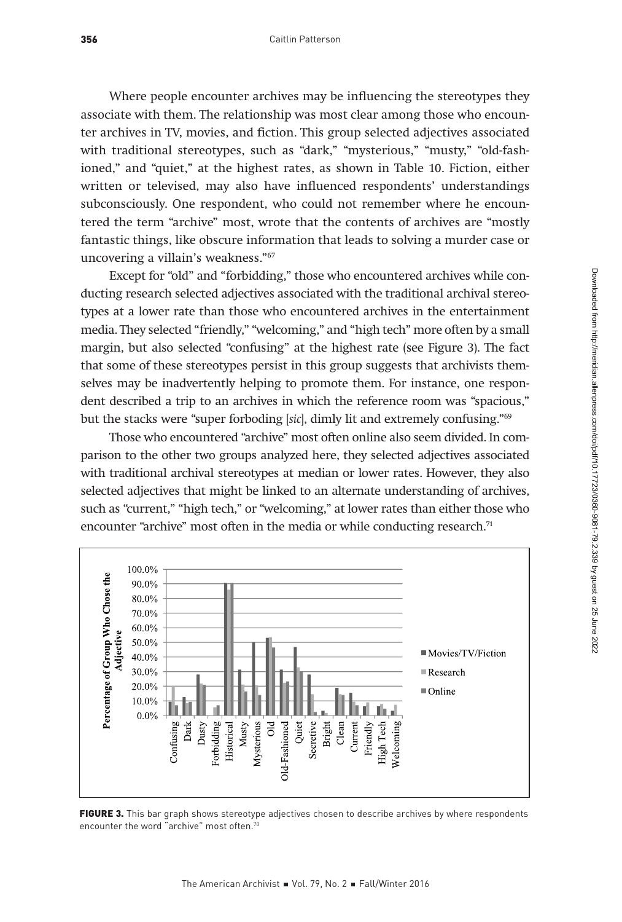Where people encounter archives may be influencing the stereotypes they associate with them. The relationship was most clear among those who encounter archives in TV, movies, and fiction. This group selected adjectives associated with traditional stereotypes, such as "dark," "mysterious," "musty," "old-fashioned," and "quiet," at the highest rates, as shown in Table 10. Fiction, either written or televised, may also have influenced respondents' understandings subconsciously. One respondent, who could not remember where he encountered the term "archive" most, wrote that the contents of archives are "mostly fantastic things, like obscure information that leads to solving a murder case or uncovering a villain's weakness."[67]

Except for "old" and "forbidding," those who encountered archives while conducting research selected adjectives associated with the traditional archival stereotypes at a lower rate than those who encountered archives in the entertainment media. They selected "friendly," "welcoming," and "high tech" more often by a small margin, but also selected "confusing" at the highest rate (see Figure 3). The fact that some of these stereotypes persist in this group suggests that archivists themselves may be inadvertently helping to promote them. For instance, one respondent described a trip to an archives in which the reference room was "spacious," but the stacks were "super forboding [*sic*], dimly lit and extremely confusing."[69]

Those who encountered "archive" most often online also seem divided. In comparison to the other two groups analyzed here, they selected adjectives associated with traditional archival stereotypes at median or lower rates. However, they also selected adjectives that might be linked to an alternate understanding of archives, such as "current," "high tech," or "welcoming," at lower rates than either those who encounter "archive" most often in the media or while conducting research.[71]

**FIGURE 3.** This bar graph shows stereotype adjectives chosen to describe archives by where respondents encounter the word "archive" most often.[70]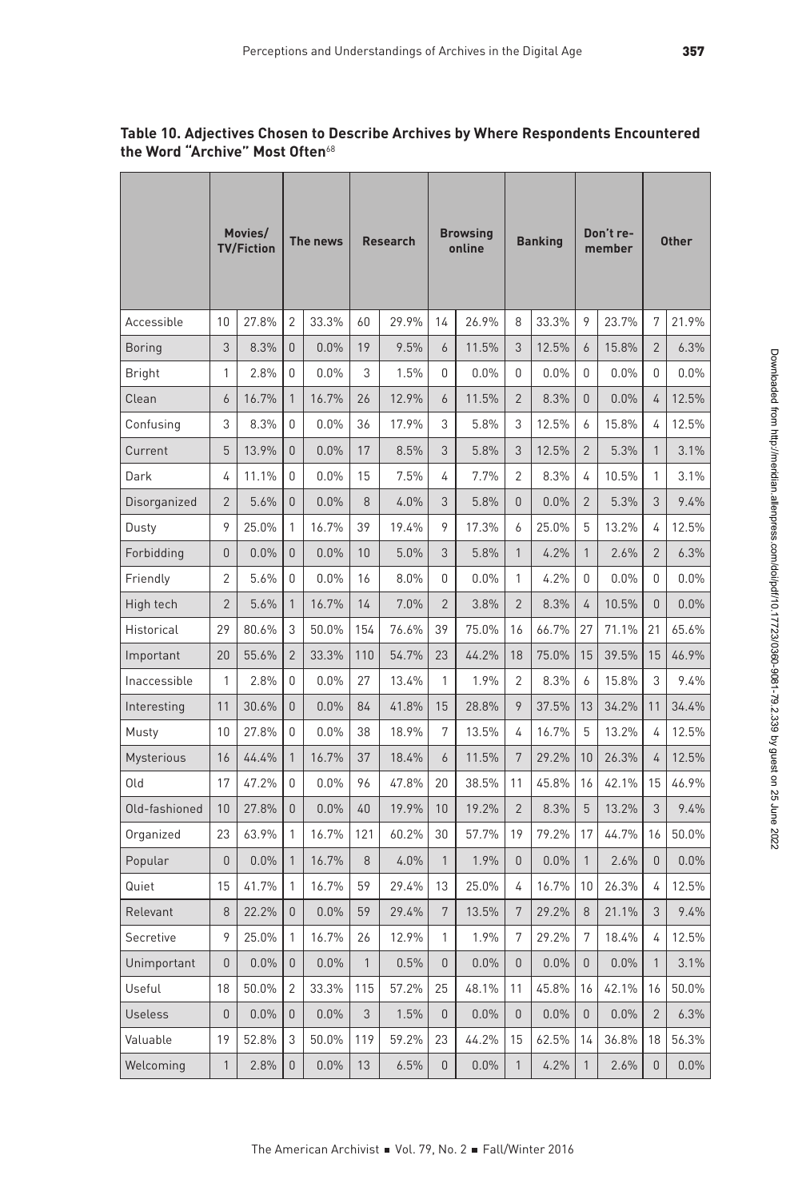**Table 10. Adjectives Chosen to Describe Archives by Where Respondents Encountered the Word "Archive" Most Often**[68]

| | Movies/ TV/Fiction | | The news | | Research | | Browsing online | | Banking | | Don't remember | | Other | |
|---|---|---|---|---|---|---|---|---|---|---|---|---|---|---|
| Accessible | 10 | 27.8% | 2 | 33.3% | 60 | 29.9% | 14 | 26.9% | 8 | 33.3% | 9 | 23.7% | 7 | 21.9% |
| Boring | 3 | 8.3% | 0 | 0.0% | 19 | 9.5% | 6 | 11.5% | 3 | 12.5% | 6 | 15.8% | 2 | 6.3% |
| Bright | 1 | 2.8% | 0 | 0.0% | 3 | 1.5% | 0 | 0.0% | 0 | 0.0% | 0 | 0.0% | 0 | 0.0% |
| Clean | 6 | 16.7% | 1 | 16.7% | 26 | 12.9% | 6 | 11.5% | 2 | 8.3% | 0 | 0.0% | 4 | 12.5% |
| Confusing | 3 | 8.3% | 0 | 0.0% | 36 | 17.9% | 3 | 5.8% | 3 | 12.5% | 6 | 15.8% | 4 | 12.5% |
| Current | 5 | 13.9% | 0 | 0.0% | 17 | 8.5% | 3 | 5.8% | 3 | 12.5% | 2 | 5.3% | 1 | 3.1% |
| Dark | 4 | 11.1% | 0 | 0.0% | 15 | 7.5% | 4 | 7.7% | 2 | 8.3% | 4 | 10.5% | 1 | 3.1% |
| Disorganized | 2 | 5.6% | 0 | 0.0% | 8 | 4.0% | 3 | 5.8% | 0 | 0.0% | 2 | 5.3% | 3 | 9.4% |
| Dusty | 9 | 25.0% | 1 | 16.7% | 39 | 19.4% | 9 | 17.3% | 6 | 25.0% | 5 | 13.2% | 4 | 12.5% |
| Forbidding | 0 | 0.0% | 0 | 0.0% | 10 | 5.0% | 3 | 5.8% | 1 | 4.2% | 1 | 2.6% | 2 | 6.3% |
| Friendly | 2 | 5.6% | 0 | 0.0% | 16 | 8.0% | 0 | 0.0% | 1 | 4.2% | 0 | 0.0% | 0 | 0.0% |
| High tech | 2 | 5.6% | 1 | 16.7% | 14 | 7.0% | 2 | 3.8% | 2 | 8.3% | 4 | 10.5% | 0 | 0.0% |
| Historical | 29 | 80.6% | 3 | 50.0% | 154 | 76.6% | 39 | 75.0% | 16 | 66.7% | 27 | 71.1% | 21 | 65.6% |
| Important | 20 | 55.6% | 2 | 33.3% | 110 | 54.7% | 23 | 44.2% | 18 | 75.0% | 15 | 39.5% | 15 | 46.9% |
| Inaccessible | 1 | 2.8% | 0 | 0.0% | 27 | 13.4% | 1 | 1.9% | 2 | 8.3% | 6 | 15.8% | 3 | 9.4% |
| Interesting | 11 | 30.6% | 0 | 0.0% | 84 | 41.8% | 15 | 28.8% | 9 | 37.5% | 13 | 34.2% | 11 | 34.4% |
| Musty | 10 | 27.8% | 0 | 0.0% | 38 | 18.9% | 7 | 13.5% | 4 | 16.7% | 5 | 13.2% | 4 | 12.5% |
| Mysterious | 16 | 44.4% | 1 | 16.7% | 37 | 18.4% | 6 | 11.5% | 7 | 29.2% | 10 | 26.3% | 4 | 12.5% |
| Old | 17 | 47.2% | 0 | 0.0% | 96 | 47.8% | 20 | 38.5% | 11 | 45.8% | 16 | 42.1% | 15 | 46.9% |
| Old-fashioned | 10 | 27.8% | 0 | 0.0% | 40 | 19.9% | 10 | 19.2% | 2 | 8.3% | 5 | 13.2% | 3 | 9.4% |
| Organized | 23 | 63.9% | 1 | 16.7% | 121 | 60.2% | 30 | 57.7% | 19 | 79.2% | 17 | 44.7% | 16 | 50.0% |
| Popular | 0 | 0.0% | 1 | 16.7% | 8 | 4.0% | 1 | 1.9% | 0 | 0.0% | 1 | 2.6% | 0 | 0.0% |
| Quiet | 15 | 41.7% | 1 | 16.7% | 59 | 29.4% | 13 | 25.0% | 4 | 16.7% | 10 | 26.3% | 4 | 12.5% |
| Relevant | 8 | 22.2% | 0 | 0.0% | 59 | 29.4% | 7 | 13.5% | 7 | 29.2% | 8 | 21.1% | 3 | 9.4% |
| Secretive | 9 | 25.0% | 1 | 16.7% | 26 | 12.9% | 1 | 1.9% | 7 | 29.2% | 7 | 18.4% | 4 | 12.5% |
| Unimportant | 0 | 0.0% | 0 | 0.0% | 1 | 0.5% | 0 | 0.0% | 0 | 0.0% | 0 | 0.0% | 1 | 3.1% |
| Useful | 18 | 50.0% | 2 | 33.3% | 115 | 57.2% | 25 | 48.1% | 11 | 45.8% | 16 | 42.1% | 16 | 50.0% |
| Useless | 0 | 0.0% | 0 | 0.0% | 3 | 1.5% | 0 | 0.0% | 0 | 0.0% | 0 | 0.0% | 2 | 6.3% |
| Valuable | 19 | 52.8% | 3 | 50.0% | 119 | 59.2% | 23 | 44.2% | 15 | 62.5% | 14 | 36.8% | 18 | 56.3% |
| Welcoming | 1 | 2.8% | 0 | 0.0% | 13 | 6.5% | 0 | 0.0% | 1 | 4.2% | 1 | 2.6% | 0 | 0.0% |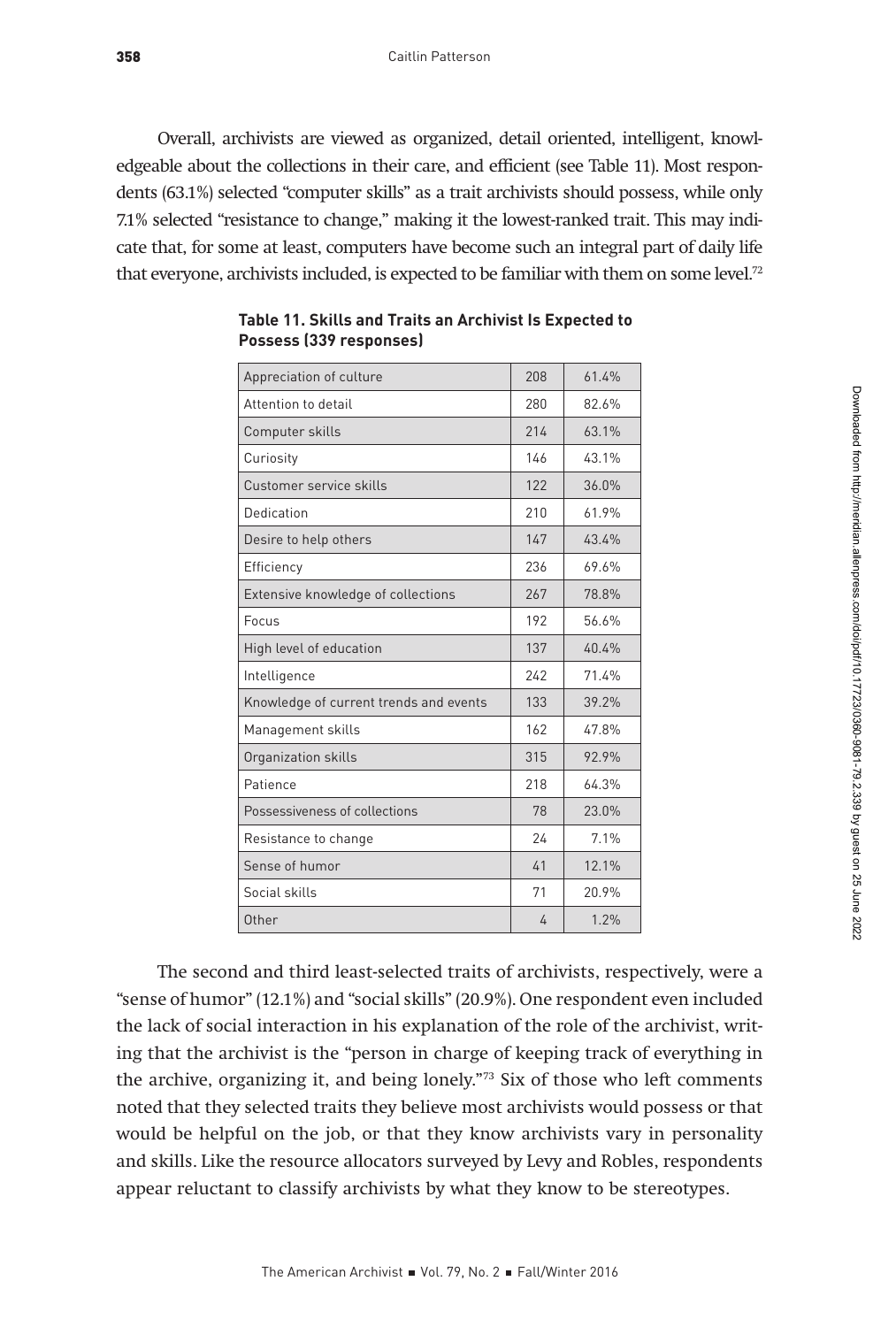Overall, archivists are viewed as organized, detail oriented, intelligent, knowledgeable about the collections in their care, and efficient (see Table 11). Most respondents (63.1%) selected "computer skills" as a trait archivists should possess, while only 7.1% selected "resistance to change," making it the lowest-ranked trait. This may indicate that, for some at least, computers have become such an integral part of daily life that everyone, archivists included, is expected to be familiar with them on some level.[72]

**Table 11. Skills and Traits an Archivist Is Expected to Possess (339 responses)**

| | | |
|---|---|---|
| Appreciation of culture | 208 | 61.4% |
| Attention to detail | 280 | 82.6% |
| Computer skills | 214 | 63.1% |
| Curiosity | 146 | 43.1% |
| Customer service skills | 122 | 36.0% |
| Dedication | 210 | 61.9% |
| Desire to help others | 147 | 43.4% |
| Efficiency | 236 | 69.6% |
| Extensive knowledge of collections | 267 | 78.8% |
| Focus | 192 | 56.6% |
| High level of education | 137 | 40.4% |
| Intelligence | 242 | 71.4% |
| Knowledge of current trends and events | 133 | 39.2% |
| Management skills | 162 | 47.8% |
| Organization skills | 315 | 92.9% |
| Patience | 218 | 64.3% |
| Possessiveness of collections | 78 | 23.0% |
| Resistance to change | 24 | 7.1% |
| Sense of humor | 41 | 12.1% |
| Social skills | 71 | 20.9% |
| Other | 4 | 1.2% |

The second and third least-selected traits of archivists, respectively, were a "sense of humor" (12.1%) and "social skills" (20.9%). One respondent even included the lack of social interaction in his explanation of the role of the archivist, writing that the archivist is the "person in charge of keeping track of everything in the archive, organizing it, and being lonely."[73] Six of those who left comments noted that they selected traits they believe most archivists would possess or that would be helpful on the job, or that they know archivists vary in personality and skills. Like the resource allocators surveyed by Levy and Robles, respondents appear reluctant to classify archivists by what they know to be stereotypes.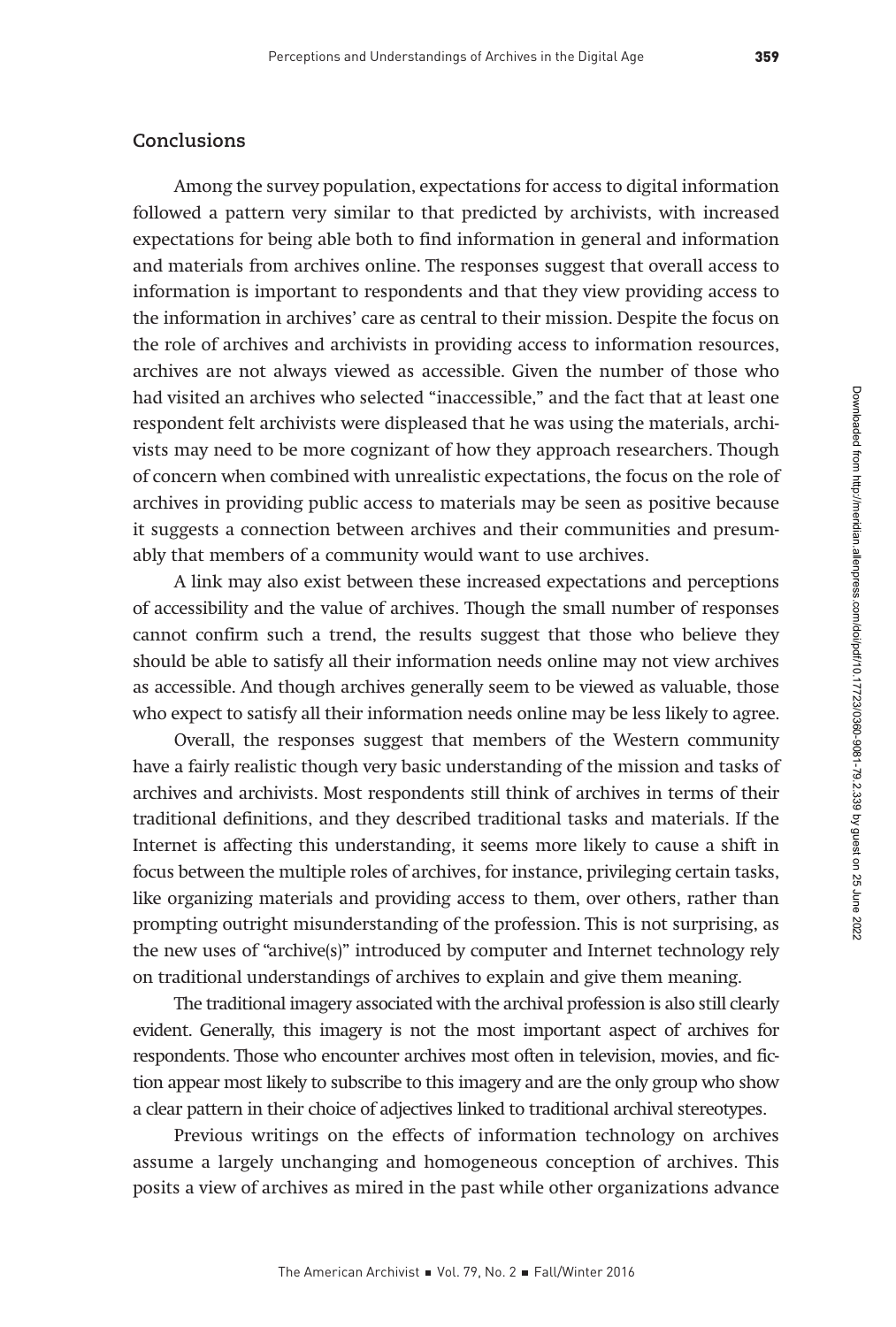## Conclusions

Among the survey population, expectations for access to digital information followed a pattern very similar to that predicted by archivists, with increased expectations for being able both to find information in general and information and materials from archives online. The responses suggest that overall access to information is important to respondents and that they view providing access to the information in archives' care as central to their mission. Despite the focus on the role of archives and archivists in providing access to information resources, archives are not always viewed as accessible. Given the number of those who had visited an archives who selected "inaccessible," and the fact that at least one respondent felt archivists were displeased that he was using the materials, archivists may need to be more cognizant of how they approach researchers. Though of concern when combined with unrealistic expectations, the focus on the role of archives in providing public access to materials may be seen as positive because it suggests a connection between archives and their communities and presumably that members of a community would want to use archives.

A link may also exist between these increased expectations and perceptions of accessibility and the value of archives. Though the small number of responses cannot confirm such a trend, the results suggest that those who believe they should be able to satisfy all their information needs online may not view archives as accessible. And though archives generally seem to be viewed as valuable, those who expect to satisfy all their information needs online may be less likely to agree.

Overall, the responses suggest that members of the Western community have a fairly realistic though very basic understanding of the mission and tasks of archives and archivists. Most respondents still think of archives in terms of their traditional definitions, and they described traditional tasks and materials. If the Internet is affecting this understanding, it seems more likely to cause a shift in focus between the multiple roles of archives, for instance, privileging certain tasks, like organizing materials and providing access to them, over others, rather than prompting outright misunderstanding of the profession. This is not surprising, as the new uses of "archive(s)" introduced by computer and Internet technology rely on traditional understandings of archives to explain and give them meaning.

The traditional imagery associated with the archival profession is also still clearly evident. Generally, this imagery is not the most important aspect of archives for respondents. Those who encounter archives most often in television, movies, and fiction appear most likely to subscribe to this imagery and are the only group who show a clear pattern in their choice of adjectives linked to traditional archival stereotypes.

Previous writings on the effects of information technology on archives assume a largely unchanging and homogeneous conception of archives. This posits a view of archives as mired in the past while other organizations advance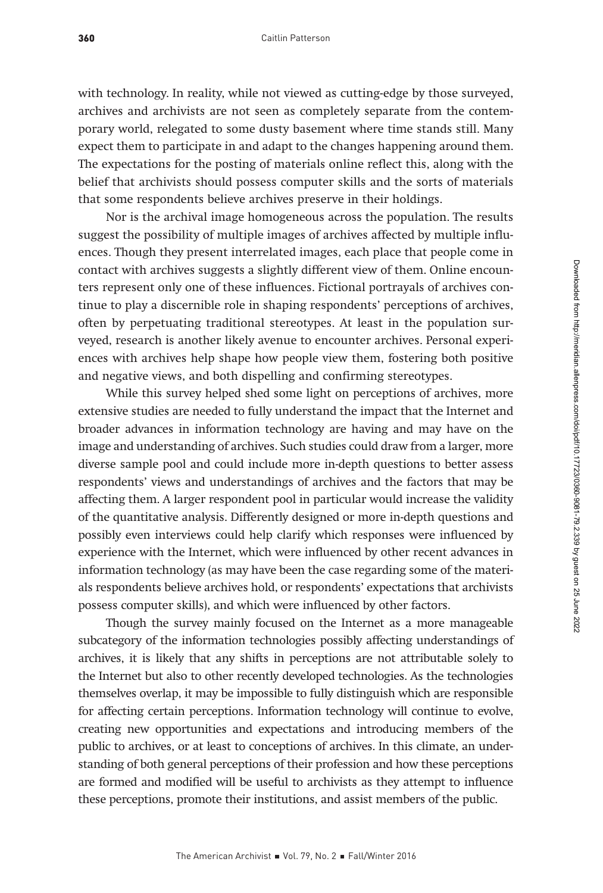with technology. In reality, while not viewed as cutting-edge by those surveyed, archives and archivists are not seen as completely separate from the contemporary world, relegated to some dusty basement where time stands still. Many expect them to participate in and adapt to the changes happening around them. The expectations for the posting of materials online reflect this, along with the belief that archivists should possess computer skills and the sorts of materials that some respondents believe archives preserve in their holdings.

Nor is the archival image homogeneous across the population. The results suggest the possibility of multiple images of archives affected by multiple influences. Though they present interrelated images, each place that people come in contact with archives suggests a slightly different view of them. Online encounters represent only one of these influences. Fictional portrayals of archives continue to play a discernible role in shaping respondents' perceptions of archives, often by perpetuating traditional stereotypes. At least in the population surveyed, research is another likely avenue to encounter archives. Personal experiences with archives help shape how people view them, fostering both positive and negative views, and both dispelling and confirming stereotypes.

While this survey helped shed some light on perceptions of archives, more extensive studies are needed to fully understand the impact that the Internet and broader advances in information technology are having and may have on the image and understanding of archives. Such studies could draw from a larger, more diverse sample pool and could include more in-depth questions to better assess respondents' views and understandings of archives and the factors that may be affecting them. A larger respondent pool in particular would increase the validity of the quantitative analysis. Differently designed or more in-depth questions and possibly even interviews could help clarify which responses were influenced by experience with the Internet, which were influenced by other recent advances in information technology (as may have been the case regarding some of the materials respondents believe archives hold, or respondents' expectations that archivists possess computer skills), and which were influenced by other factors.

Though the survey mainly focused on the Internet as a more manageable subcategory of the information technologies possibly affecting understandings of archives, it is likely that any shifts in perceptions are not attributable solely to the Internet but also to other recently developed technologies. As the technologies themselves overlap, it may be impossible to fully distinguish which are responsible for affecting certain perceptions. Information technology will continue to evolve, creating new opportunities and expectations and introducing members of the public to archives, or at least to conceptions of archives. In this climate, an understanding of both general perceptions of their profession and how these perceptions are formed and modified will be useful to archivists as they attempt to influence these perceptions, promote their institutions, and assist members of the public.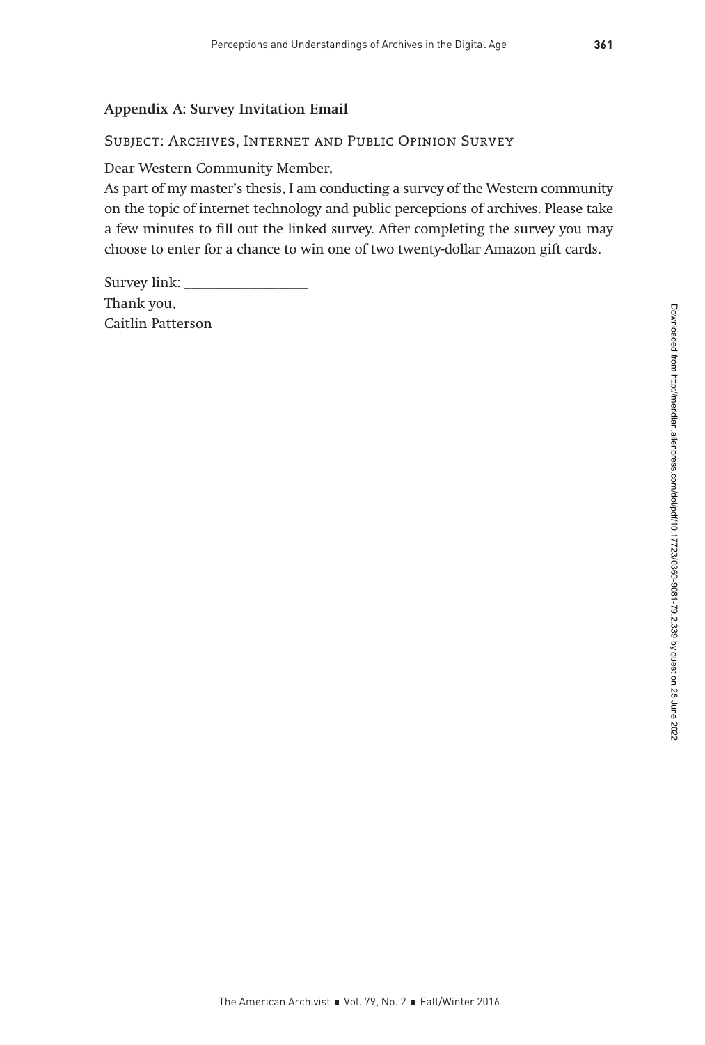### Appendix A: Survey Invitation Email

Subject: Archives, Internet and Public Opinion Survey

Dear Western Community Member,

As part of my master's thesis, I am conducting a survey of the Western community on the topic of internet technology and public perceptions of archives. Please take a few minutes to fill out the linked survey. After completing the survey you may choose to enter for a chance to win one of two twenty-dollar Amazon gift cards.

Survey link: ________________

Thank you,
Caitlin Patterson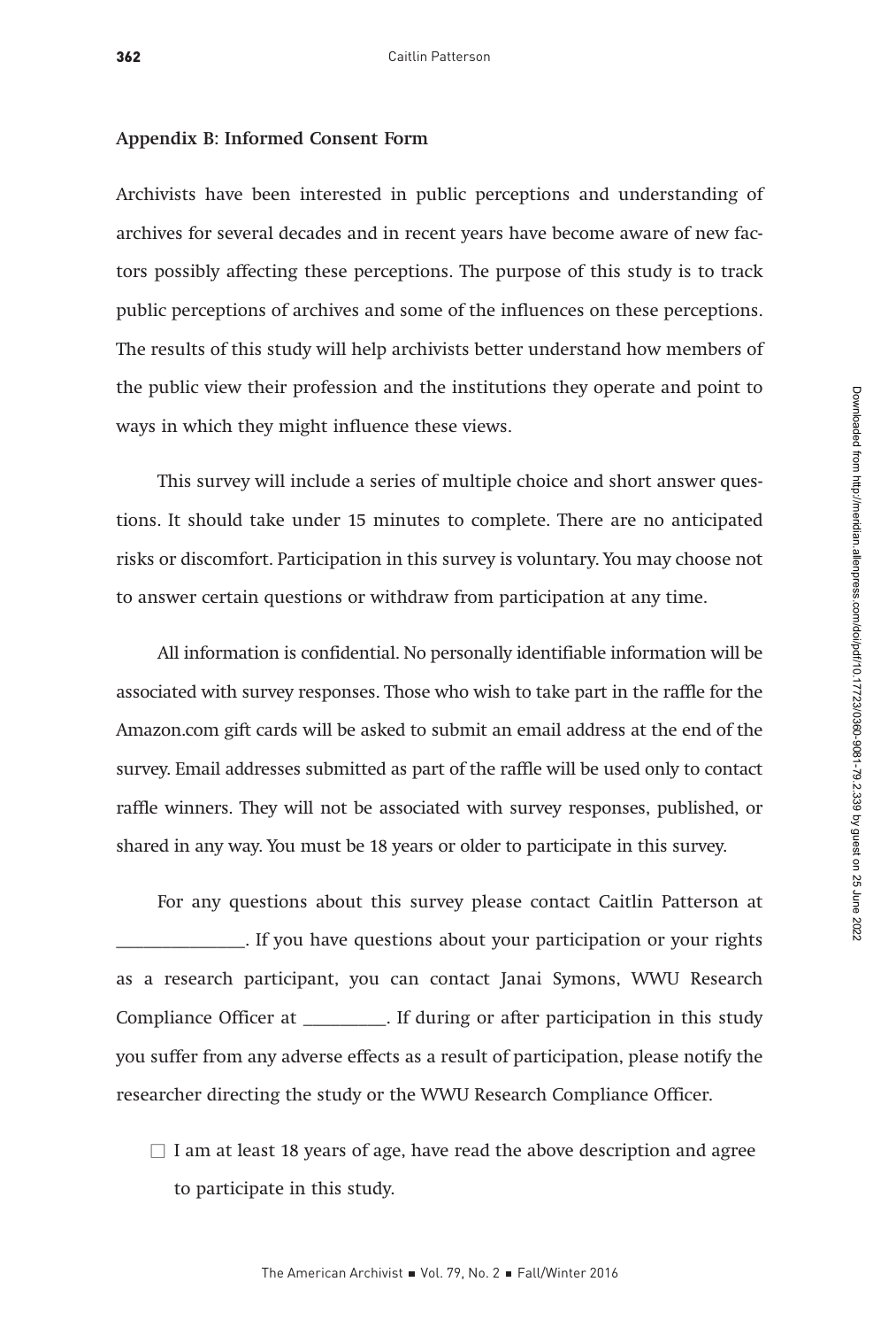## Appendix B: Informed Consent Form

Archivists have been interested in public perceptions and understanding of archives for several decades and in recent years have become aware of new factors possibly affecting these perceptions. The purpose of this study is to track public perceptions of archives and some of the influences on these perceptions. The results of this study will help archivists better understand how members of the public view their profession and the institutions they operate and point to ways in which they might influence these views.

This survey will include a series of multiple choice and short answer questions. It should take under 15 minutes to complete. There are no anticipated risks or discomfort. Participation in this survey is voluntary. You may choose not to answer certain questions or withdraw from participation at any time.

All information is confidential. No personally identifiable information will be associated with survey responses. Those who wish to take part in the raffle for the Amazon.com gift cards will be asked to submit an email address at the end of the survey. Email addresses submitted as part of the raffle will be used only to contact raffle winners. They will not be associated with survey responses, published, or shared in any way. You must be 18 years or older to participate in this survey.

For any questions about this survey please contact Caitlin Patterson at _______________. If you have questions about your participation or your rights as a research participant, you can contact Janai Symons, WWU Research Compliance Officer at __________. If during or after participation in this study you suffer from any adverse effects as a result of participation, please notify the researcher directing the study or the WWU Research Compliance Officer.

☐ I am at least 18 years of age, have read the above description and agree to participate in this study.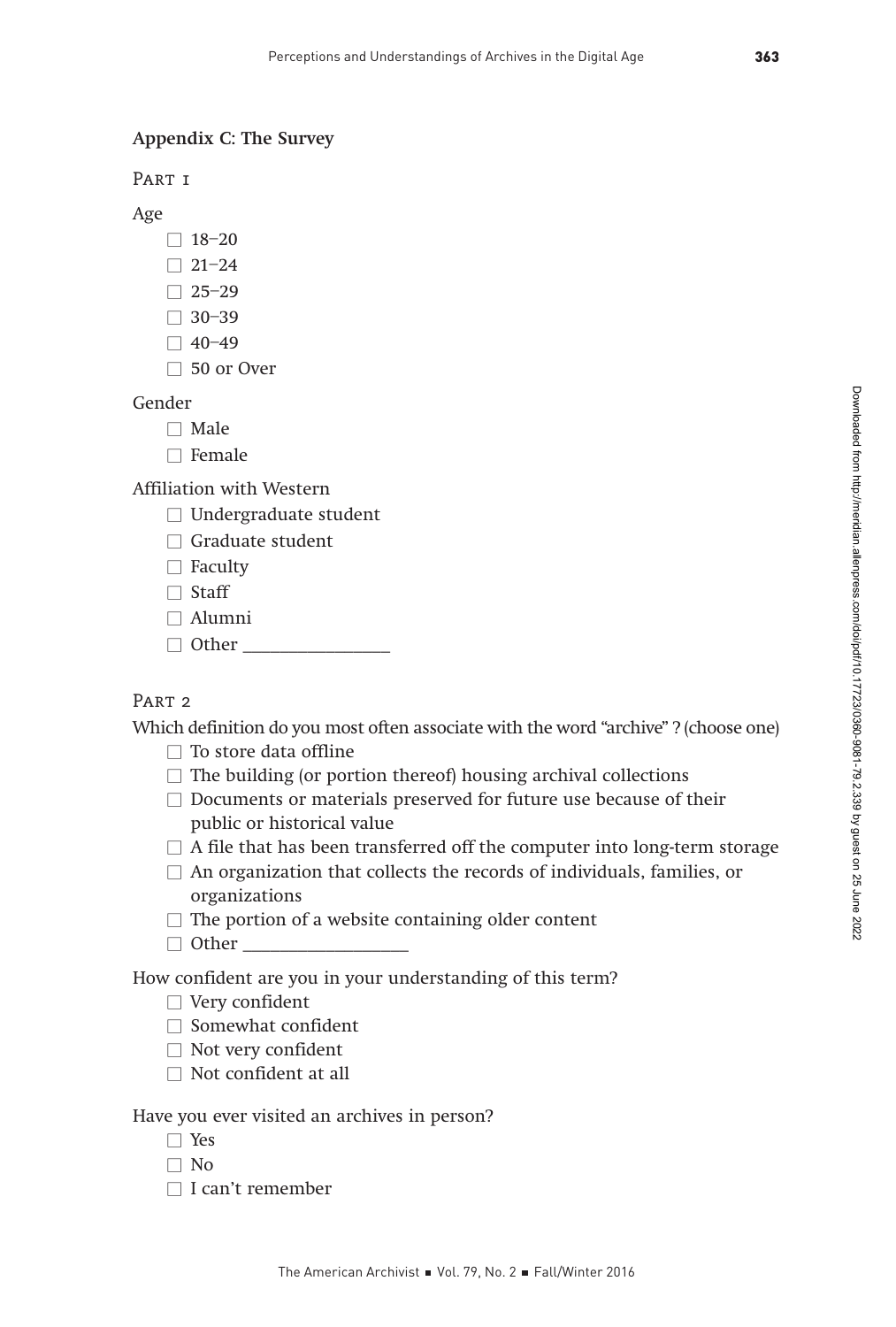## Appendix C: The Survey

### Part 1

Age

- ☐ 18–20
- ☐ 21–24
- ☐ 25–29
- ☐ 30–39
- ☐ 40–49
- ☐ 50 or Over

Gender

- ☐ Male
- ☐ Female

Affiliation with Western

- ☐ Undergraduate student
- ☐ Graduate student
- ☐ Faculty
- ☐ Staff
- ☐ Alumni
- ☐ Other ________________

### Part 2

Which definition do you most often associate with the word "archive" ? (choose one)

- ☐ To store data offline
- ☐ The building (or portion thereof) housing archival collections
- ☐ Documents or materials preserved for future use because of their public or historical value
- ☐ A file that has been transferred off the computer into long-term storage
- ☐ An organization that collects the records of individuals, families, or organizations
- ☐ The portion of a website containing older content
- ☐ Other __________________

How confident are you in your understanding of this term?

- ☐ Very confident
- ☐ Somewhat confident
- ☐ Not very confident
- ☐ Not confident at all

Have you ever visited an archives in person?

- ☐ Yes
- ☐ No
- ☐ I can't remember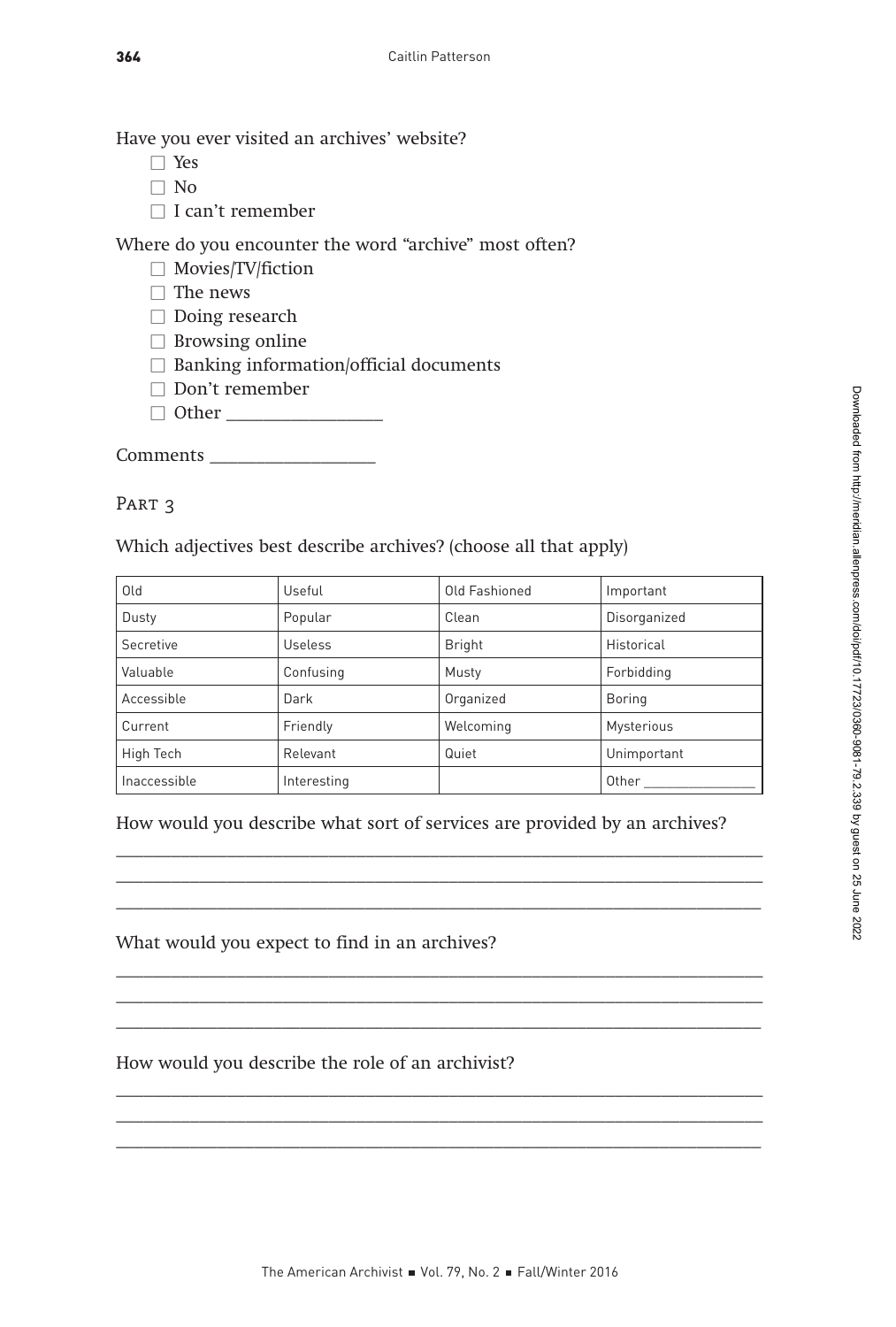Have you ever visited an archives' website?

- ☐ Yes
- ☐ No
- ☐ I can't remember

Where do you encounter the word "archive" most often?

- ☐ Movies/TV/fiction
- ☐ The news
- ☐ Doing research
- ☐ Browsing online
- ☐ Banking information/official documents
- ☐ Don't remember
- ☐ Other ________________

Comments ________________

PART 3

Which adjectives best describe archives? (choose all that apply)

| Old | Useful | Old Fashioned | Important |
|---|---|---|---|
| Dusty | Popular | Clean | Disorganized |
| Secretive | Useless | Bright | Historical |
| Valuable | Confusing | Musty | Forbidding |
| Accessible | Dark | Organized | Boring |
| Current | Friendly | Welcoming | Mysterious |
| High Tech | Relevant | Quiet | Unimportant |
| Inaccessible | Interesting | | Other ______________ |

How would you describe what sort of services are provided by an archives?

______________________________________________________________________
______________________________________________________________________
______________________________________________________________________

What would you expect to find in an archives?

______________________________________________________________________
______________________________________________________________________
______________________________________________________________________

How would you describe the role of an archivist?

______________________________________________________________________
______________________________________________________________________
______________________________________________________________________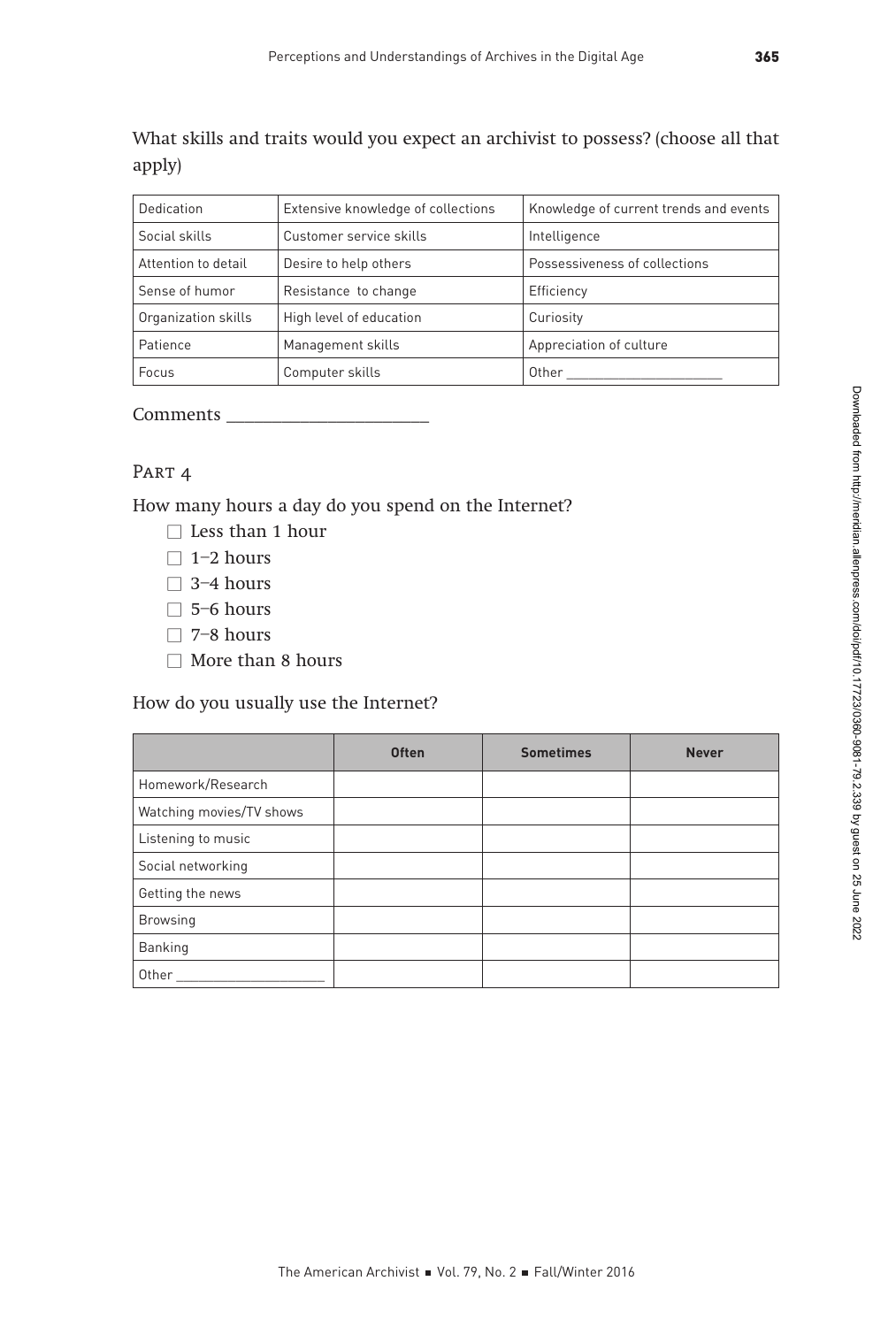What skills and traits would you expect an archivist to possess? (choose all that apply)

| Dedication | Extensive knowledge of collections | Knowledge of current trends and events |
|---|---|---|
| Social skills | Customer service skills | Intelligence |
| Attention to detail | Desire to help others | Possessiveness of collections |
| Sense of humor | Resistance to change | Efficiency |
| Organization skills | High level of education | Curiosity |
| Patience | Management skills | Appreciation of culture |
| Focus | Computer skills | Other ____________________ |

Comments ____________________

## Part 4

How many hours a day do you spend on the Internet?

- ☐ Less than 1 hour
- ☐ 1–2 hours
- ☐ 3–4 hours
- ☐ 5–6 hours
- ☐ 7–8 hours
- ☐ More than 8 hours

How do you usually use the Internet?

| | **Often** | **Sometimes** | **Never** |
|---|---|---|---|
| Homework/Research | | | |
| Watching movies/TV shows | | | |
| Listening to music | | | |
| Social networking | | | |
| Getting the news | | | |
| Browsing | | | |
| Banking | | | |
| Other ____________________ | | | |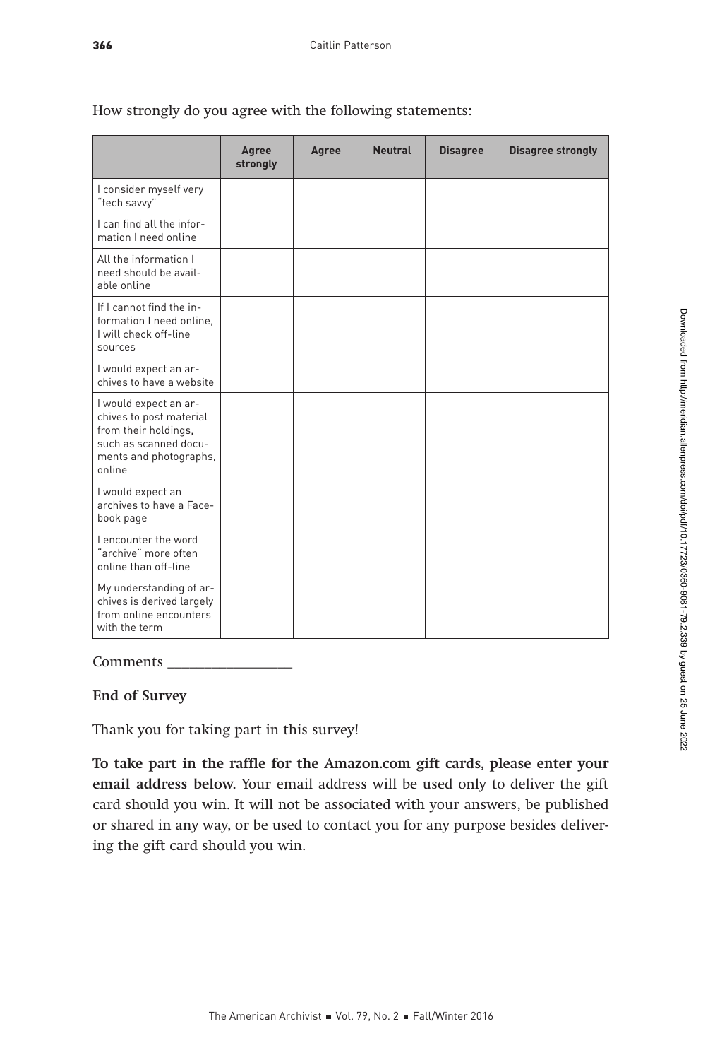How strongly do you agree with the following statements:

| | Agree strongly | Agree | Neutral | Disagree | Disagree strongly |
|---|---|---|---|---|---|
| I consider myself very "tech savvy" | | | | | |
| I can find all the information I need online | | | | | |
| All the information I need should be available online | | | | | |
| If I cannot find the information I need online, I will check off-line sources | | | | | |
| I would expect an archives to have a website | | | | | |
| I would expect an archives to post material from their holdings, such as scanned documents and photographs, online | | | | | |
| I would expect an archives to have a Facebook page | | | | | |
| I encounter the word "archive" more often online than off-line | | | | | |
| My understanding of archives is derived largely from online encounters with the term | | | | | |

Comments _________________

**End of Survey**

Thank you for taking part in this survey!

**To take part in the raffle for the Amazon.com gift cards, please enter your email address below.** Your email address will be used only to deliver the gift card should you win. It will not be associated with your answers, be published or shared in any way, or be used to contact you for any purpose besides delivering the gift card should you win.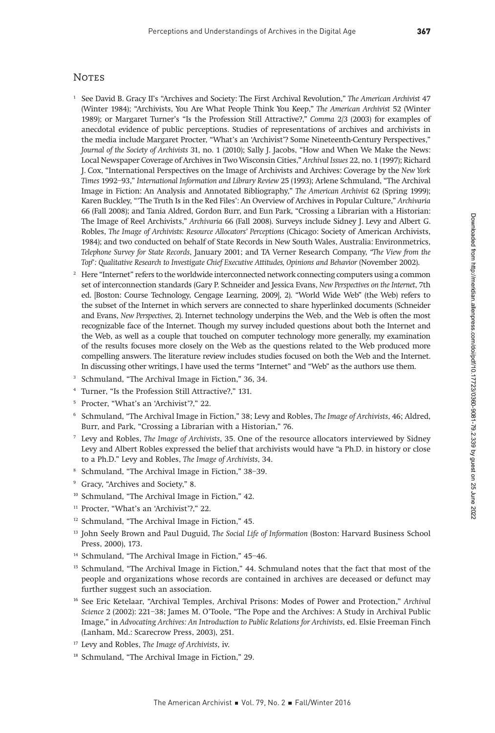## Notes

1 See David B. Gracy II's "Archives and Society: The First Archival Revolution," *The American Archivist* 47 (Winter 1984); "Archivists, You Are What People Think You Keep," *The American Archivist* 52 (Winter 1989); or Margaret Turner's "Is the Profession Still Attractive?," *Comma* 2/3 (2003) for examples of anecdotal evidence of public perceptions. Studies of representations of archives and archivists in the media include Margaret Procter, "What's an 'Archivist'? Some Nineteenth-Century Perspectives," *Journal of the Society of Archivists* 31, no. 1 (2010); Sally J. Jacobs, "How and When We Make the News: Local Newspaper Coverage of Archives in Two Wisconsin Cities," *Archival Issues* 22, no. 1 (1997); Richard J. Cox, "International Perspectives on the Image of Archivists and Archives: Coverage by the *New York Times* 1992–93," *International Information and Library Review* 25 (1993); Arlene Schmuland, "The Archival Image in Fiction: An Analysis and Annotated Bibliography," *The American Archivist* 62 (Spring 1999); Karen Buckley, "'The Truth Is in the Red Files': An Overview of Archives in Popular Culture," *Archivaria* 66 (Fall 2008); and Tania Aldred, Gordon Burr, and Eun Park, "Crossing a Librarian with a Historian: The Image of Reel Archivists," *Archivaria* 66 (Fall 2008). Surveys include Sidney J. Levy and Albert G. Robles, *The Image of Archivists: Resource Allocators' Perceptions* (Chicago: Society of American Archivists, 1984); and two conducted on behalf of State Records in New South Wales, Australia: Environmetrics, *Telephone Survey for State Records*, January 2001; and TA Verner Research Company, *"The View from the Top": Qualitative Research to Investigate Chief Executive Attitudes, Opinions and Behavior* (November 2002).

2 Here "Internet" refers to the worldwide interconnected network connecting computers using a common set of interconnection standards (Gary P. Schneider and Jessica Evans, *New Perspectives on the Internet*, 7th ed. [Boston: Course Technology, Cengage Learning, 2009], 2). "World Wide Web" (the Web) refers to the subset of the Internet in which servers are connected to share hyperlinked documents (Schneider and Evans, *New Perspectives*, 2). Internet technology underpins the Web, and the Web is often the most recognizable face of the Internet. Though my survey included questions about both the Internet and the Web, as well as a couple that touched on computer technology more generally, my examination of the results focuses more closely on the Web as the questions related to the Web produced more compelling answers. The literature review includes studies focused on both the Web and the Internet. In discussing other writings, I have used the terms "Internet" and "Web" as the authors use them.

3 Schmuland, "The Archival Image in Fiction," 36, 34.

4 Turner, "Is the Profession Still Attractive?," 131.

5 Procter, "What's an 'Archivist'?," 22.

6 Schmuland, "The Archival Image in Fiction," 38; Levy and Robles, *The Image of Archivists*, 46; Aldred, Burr, and Park, "Crossing a Librarian with a Historian," 76.

7 Levy and Robles, *The Image of Archivists*, 35. One of the resource allocators interviewed by Sidney Levy and Albert Robles expressed the belief that archivists would have "a Ph.D. in history or close to a Ph.D." Levy and Robles, *The Image of Archivists*, 34.

8 Schmuland, "The Archival Image in Fiction," 38–39.

9 Gracy, "Archives and Society," 8.

10 Schmuland, "The Archival Image in Fiction," 42.

11 Procter, "What's an 'Archivist'?," 22.

12 Schmuland, "The Archival Image in Fiction," 45.

13 John Seely Brown and Paul Duguid, *The Social Life of Information* (Boston: Harvard Business School Press, 2000), 173.

14 Schmuland, "The Archival Image in Fiction," 45–46.

15 Schmuland, "The Archival Image in Fiction," 44. Schmuland notes that the fact that most of the people and organizations whose records are contained in archives are deceased or defunct may further suggest such an association.

16 See Eric Ketelaar, "Archival Temples, Archival Prisons: Modes of Power and Protection," *Archival Science* 2 (2002): 221–38; James M. O'Toole, "The Pope and the Archives: A Study in Archival Public Image," in *Advocating Archives: An Introduction to Public Relations for Archivists*, ed. Elsie Freeman Finch (Lanham, Md.: Scarecrow Press, 2003), 251.

17 Levy and Robles, *The Image of Archivists*, iv.

18 Schmuland, "The Archival Image in Fiction," 29.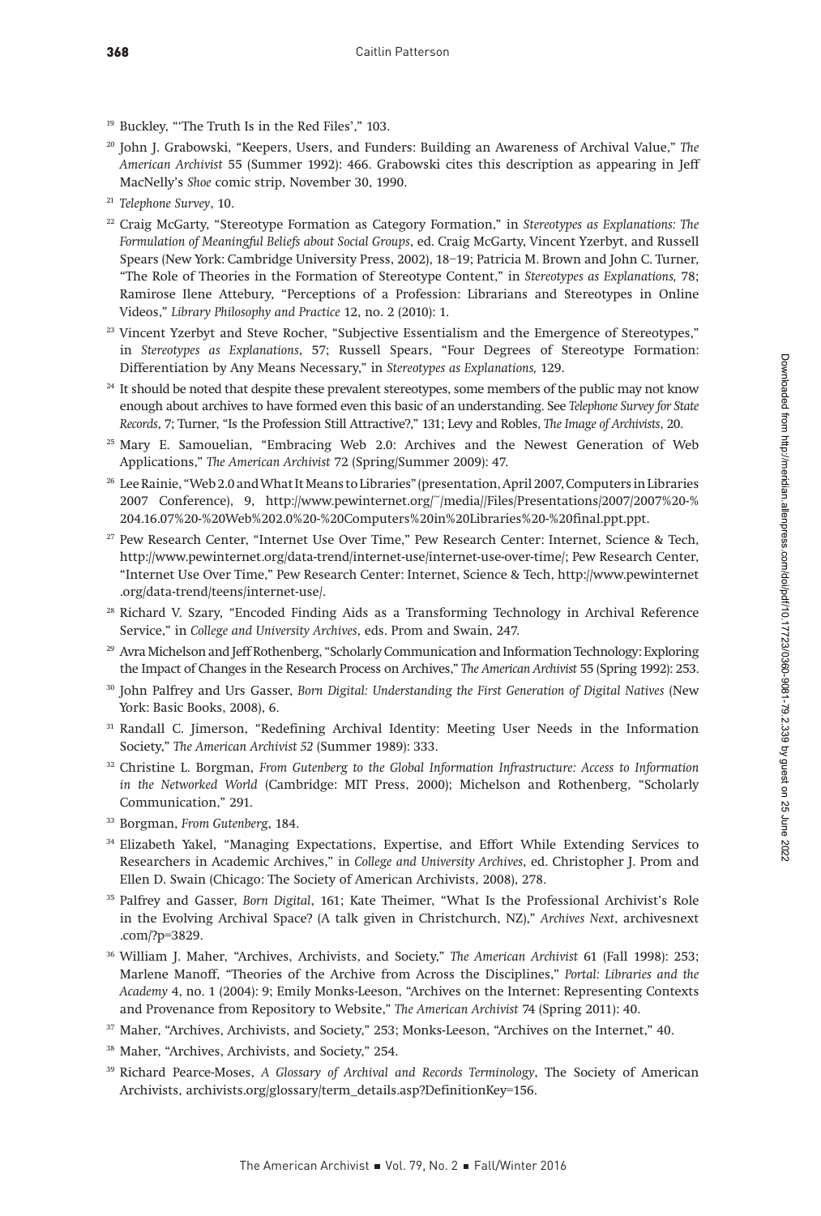[19] Buckley, "'The Truth Is in the Red Files'," 103.

[20] John J. Grabowski, "Keepers, Users, and Funders: Building an Awareness of Archival Value," *The American Archivist* 55 (Summer 1992): 466. Grabowski cites this description as appearing in Jeff MacNelly's *Shoe* comic strip, November 30, 1990.

[21] *Telephone Survey*, 10.

[22] Craig McGarty, "Stereotype Formation as Category Formation," in *Stereotypes as Explanations: The Formulation of Meaningful Beliefs about Social Groups*, ed. Craig McGarty, Vincent Yzerbyt, and Russell Spears (New York: Cambridge University Press, 2002), 18–19; Patricia M. Brown and John C. Turner, "The Role of Theories in the Formation of Stereotype Content," in *Stereotypes as Explanations,* 78; Ramirose Ilene Attebury, "Perceptions of a Profession: Librarians and Stereotypes in Online Videos," *Library Philosophy and Practice* 12, no. 2 (2010): 1.

[23] Vincent Yzerbyt and Steve Rocher, "Subjective Essentialism and the Emergence of Stereotypes," in *Stereotypes as Explanations*, 57; Russell Spears, "Four Degrees of Stereotype Formation: Differentiation by Any Means Necessary," in *Stereotypes as Explanations,* 129.

[24] It should be noted that despite these prevalent stereotypes, some members of the public may not know enough about archives to have formed even this basic of an understanding. See *Telephone Survey for State Records*, 7; Turner, "Is the Profession Still Attractive?," 131; Levy and Robles, *The Image of Archivists*, 20.

[25] Mary E. Samouelian, "Embracing Web 2.0: Archives and the Newest Generation of Web Applications," *The American Archivist* 72 (Spring/Summer 2009): 47.

[26] Lee Rainie, "Web 2.0 and What It Means to Libraries" (presentation, April 2007, Computers in Libraries 2007 Conference), 9, http://www.pewinternet.org/~/media//Files/Presentations/2007/2007%20-%204.16.07%20-%20Web%202.0%20-%20Computers%20in%20Libraries%20-%20final.ppt.ppt.

[27] Pew Research Center, "Internet Use Over Time," Pew Research Center: Internet, Science & Tech, http://www.pewinternet.org/data-trend/internet-use/internet-use-over-time/; Pew Research Center, "Internet Use Over Time," Pew Research Center: Internet, Science & Tech, http://www.pewinternet.org/data-trend/teens/internet-use/.

[28] Richard V. Szary, "Encoded Finding Aids as a Transforming Technology in Archival Reference Service," in *College and University Archives*, eds. Prom and Swain, 247.

[29] Avra Michelson and Jeff Rothenberg, "Scholarly Communication and Information Technology: Exploring the Impact of Changes in the Research Process on Archives," *The American Archivist* 55 (Spring 1992): 253.

[30] John Palfrey and Urs Gasser, *Born Digital: Understanding the First Generation of Digital Natives* (New York: Basic Books, 2008), 6.

[31] Randall C. Jimerson, "Redefining Archival Identity: Meeting User Needs in the Information Society," *The American Archivist 52* (Summer 1989): 333.

[32] Christine L. Borgman, *From Gutenberg to the Global Information Infrastructure: Access to Information in the Networked World* (Cambridge: MIT Press, 2000); Michelson and Rothenberg, "Scholarly Communication," 291.

[33] Borgman, *From Gutenberg*, 184.

[34] Elizabeth Yakel, "Managing Expectations, Expertise, and Effort While Extending Services to Researchers in Academic Archives," in *College and University Archives*, ed. Christopher J. Prom and Ellen D. Swain (Chicago: The Society of American Archivists, 2008), 278.

[35] Palfrey and Gasser, *Born Digital*, 161; Kate Theimer, "What Is the Professional Archivist's Role in the Evolving Archival Space? (A talk given in Christchurch, NZ)," *Archives Next*, archivesnext.com/?p=3829.

[36] William J. Maher, "Archives, Archivists, and Society," *The American Archivist* 61 (Fall 1998): 253; Marlene Manoff, "Theories of the Archive from Across the Disciplines," *Portal: Libraries and the Academy* 4, no. 1 (2004): 9; Emily Monks-Leeson, "Archives on the Internet: Representing Contexts and Provenance from Repository to Website," *The American Archivist* 74 (Spring 2011): 40.

[37] Maher, "Archives, Archivists, and Society," 253; Monks-Leeson, "Archives on the Internet," 40.

[38] Maher, "Archives, Archivists, and Society," 254.

[39] Richard Pearce-Moses, *A Glossary of Archival and Records Terminology*, The Society of American Archivists, archivists.org/glossary/term_details.asp?DefinitionKey=156.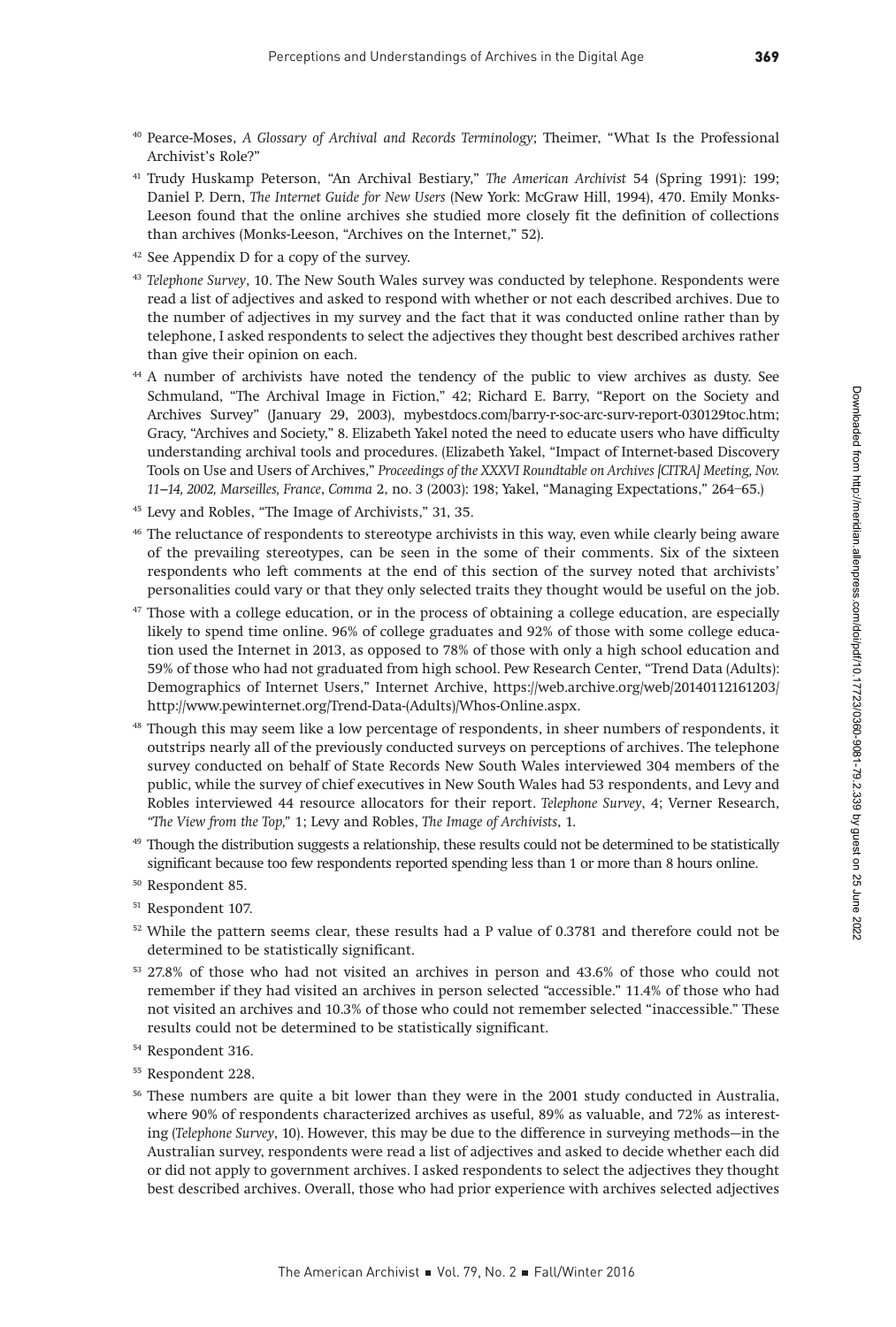[40] Pearce-Moses, *A Glossary of Archival and Records Terminology*; Theimer, "What Is the Professional Archivist's Role?"

[41] Trudy Huskamp Peterson, "An Archival Bestiary," *The American Archivist* 54 (Spring 1991): 199; Daniel P. Dern, *The Internet Guide for New Users* (New York: McGraw Hill, 1994), 470. Emily Monks-Leeson found that the online archives she studied more closely fit the definition of collections than archives (Monks-Leeson, "Archives on the Internet," 52).

[42] See Appendix D for a copy of the survey.

[43] *Telephone Survey*, 10. The New South Wales survey was conducted by telephone. Respondents were read a list of adjectives and asked to respond with whether or not each described archives. Due to the number of adjectives in my survey and the fact that it was conducted online rather than by telephone, I asked respondents to select the adjectives they thought best described archives rather than give their opinion on each.

[44] A number of archivists have noted the tendency of the public to view archives as dusty. See Schmuland, "The Archival Image in Fiction," 42; Richard E. Barry, "Report on the Society and Archives Survey" (January 29, 2003), mybestdocs.com/barry-r-soc-arc-surv-report-030129toc.htm; Gracy, "Archives and Society," 8. Elizabeth Yakel noted the need to educate users who have difficulty understanding archival tools and procedures. (Elizabeth Yakel, "Impact of Internet-based Discovery Tools on Use and Users of Archives," *Proceedings of the XXXVI Roundtable on Archives [CITRA] Meeting, Nov. 11–14, 2002, Marseilles, France*, *Comma* 2, no. 3 (2003): 198; Yakel, "Managing Expectations," 264–65.)

[45] Levy and Robles, "The Image of Archivists," 31, 35.

[46] The reluctance of respondents to stereotype archivists in this way, even while clearly being aware of the prevailing stereotypes, can be seen in the some of their comments. Six of the sixteen respondents who left comments at the end of this section of the survey noted that archivists' personalities could vary or that they only selected traits they thought would be useful on the job.

[47] Those with a college education, or in the process of obtaining a college education, are especially likely to spend time online. 96% of college graduates and 92% of those with some college education used the Internet in 2013, as opposed to 78% of those with only a high school education and 59% of those who had not graduated from high school. Pew Research Center, "Trend Data (Adults): Demographics of Internet Users," Internet Archive, https://web.archive.org/web/20140112161203/http://www.pewinternet.org/Trend-Data-(Adults)/Whos-Online.aspx.

[48] Though this may seem like a low percentage of respondents, in sheer numbers of respondents, it outstrips nearly all of the previously conducted surveys on perceptions of archives. The telephone survey conducted on behalf of State Records New South Wales interviewed 304 members of the public, while the survey of chief executives in New South Wales had 53 respondents, and Levy and Robles interviewed 44 resource allocators for their report. *Telephone Survey*, 4; Verner Research, *"The View from the Top,"* 1; Levy and Robles, *The Image of Archivists*, 1.

[49] Though the distribution suggests a relationship, these results could not be determined to be statistically significant because too few respondents reported spending less than 1 or more than 8 hours online.

[50] Respondent 85.

[51] Respondent 107.

[52] While the pattern seems clear, these results had a P value of 0.3781 and therefore could not be determined to be statistically significant.

[53] 27.8% of those who had not visited an archives in person and 43.6% of those who could not remember if they had visited an archives in person selected "accessible." 11.4% of those who had not visited an archives and 10.3% of those who could not remember selected "inaccessible." These results could not be determined to be statistically significant.

[54] Respondent 316.

[55] Respondent 228.

[56] These numbers are quite a bit lower than they were in the 2001 study conducted in Australia, where 90% of respondents characterized archives as useful, 89% as valuable, and 72% as interesting (*Telephone Survey*, 10). However, this may be due to the difference in surveying methods—in the Australian survey, respondents were read a list of adjectives and asked to decide whether each did or did not apply to government archives. I asked respondents to select the adjectives they thought best described archives. Overall, those who had prior experience with archives selected adjectives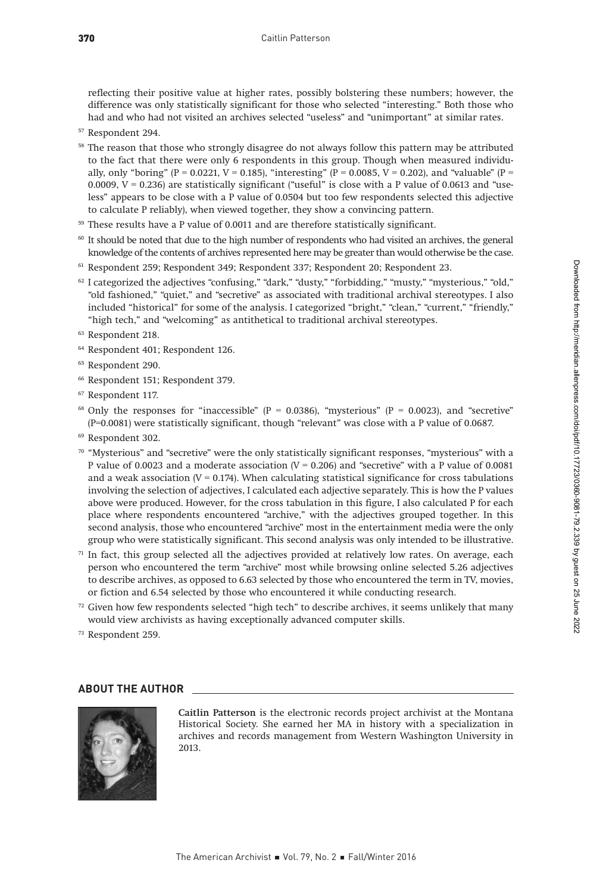reflecting their positive value at higher rates, possibly bolstering these numbers; however, the difference was only statistically significant for those who selected "interesting." Both those who had and who had not visited an archives selected "useless" and "unimportant" at similar rates.

[57] Respondent 294.

[58] The reason that those who strongly disagree do not always follow this pattern may be attributed to the fact that there were only 6 respondents in this group. Though when measured individually, only "boring" ($P = 0.0221$, $V = 0.185$), "interesting" ($P = 0.0085$, $V = 0.202$), and "valuable" ($P = 0.0009$, $V = 0.236$) are statistically significant ("useful" is close with a P value of 0.0613 and "useless" appears to be close with a P value of 0.0504 but too few respondents selected this adjective to calculate P reliably), when viewed together, they show a convincing pattern.

[59] These results have a P value of 0.0011 and are therefore statistically significant.

[60] It should be noted that due to the high number of respondents who had visited an archives, the general knowledge of the contents of archives represented here may be greater than would otherwise be the case.

[61] Respondent 259; Respondent 349; Respondent 337; Respondent 20; Respondent 23.

[62] I categorized the adjectives "confusing," "dark," "dusty," "forbidding," "musty," "mysterious," "old," "old fashioned," "quiet," and "secretive" as associated with traditional archival stereotypes. I also included "historical" for some of the analysis. I categorized "bright," "clean," "current," "friendly," "high tech," and "welcoming" as antithetical to traditional archival stereotypes.

[63] Respondent 218.

[64] Respondent 401; Respondent 126.

[65] Respondent 290.

[66] Respondent 151; Respondent 379.

[67] Respondent 117.

[68] Only the responses for "inaccessible" ($P = 0.0386$), "mysterious" ($P = 0.0023$), and "secretive" ($P=0.0081$) were statistically significant, though "relevant" was close with a P value of 0.0687.

[69] Respondent 302.

[70] "Mysterious" and "secretive" were the only statistically significant responses, "mysterious" with a P value of 0.0023 and a moderate association ($V = 0.206$) and "secretive" with a P value of 0.0081 and a weak association ($V = 0.174$). When calculating statistical significance for cross tabulations involving the selection of adjectives, I calculated each adjective separately. This is how the P values above were produced. However, for the cross tabulation in this figure, I also calculated P for each place where respondents encountered "archive," with the adjectives grouped together. In this second analysis, those who encountered "archive" most in the entertainment media were the only group who were statistically significant. This second analysis was only intended to be illustrative.

[71] In fact, this group selected all the adjectives provided at relatively low rates. On average, each person who encountered the term "archive" most while browsing online selected 5.26 adjectives to describe archives, as opposed to 6.63 selected by those who encountered the term in TV, movies, or fiction and 6.54 selected by those who encountered it while conducting research.

[72] Given how few respondents selected "high tech" to describe archives, it seems unlikely that many would view archivists as having exceptionally advanced computer skills.

[73] Respondent 259.

## ABOUT THE AUTHOR

**Caitlin Patterson** is the electronic records project archivist at the Montana Historical Society. She earned her MA in history with a specialization in archives and records management from Western Washington University in 2013.